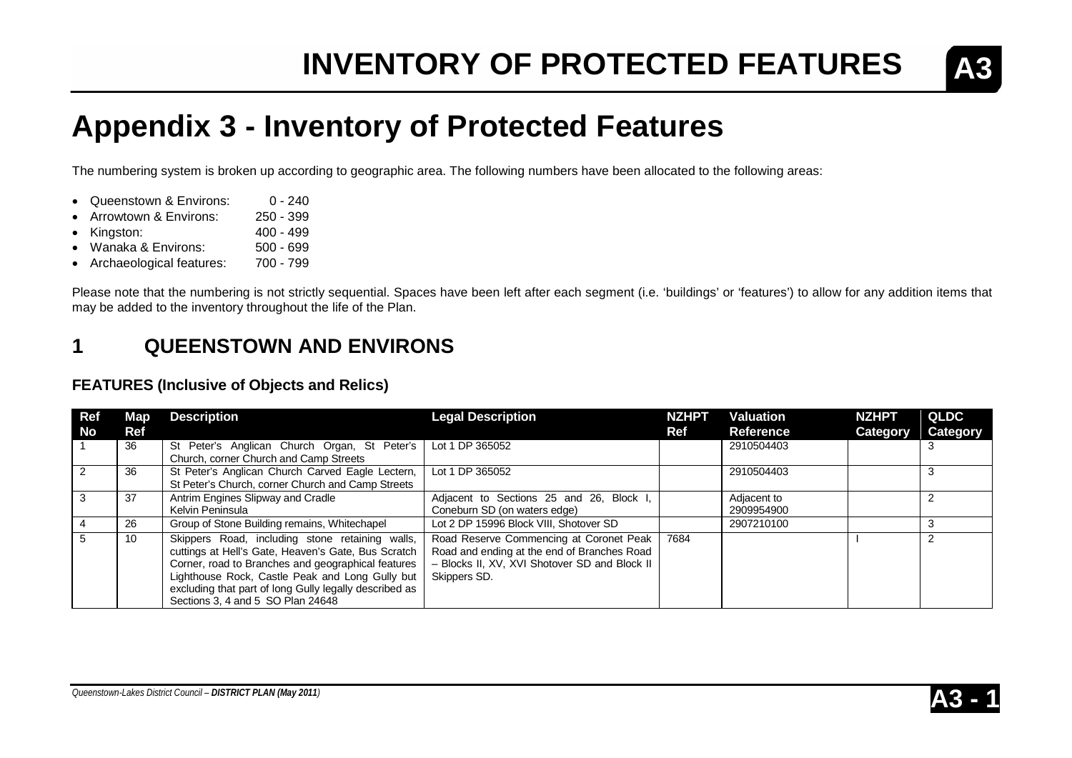# INVENTORY OF PROTECTED FEATURES

## Appendix 3 - Inventory of Protected Features

The numbering system is broken up according to geographic area. The following numbers have been allocated to the following areas:

- Queenstown & Environs: 0 - 240
- Arrowtown & Environs: 250 - 399
- Kingston: 400 - 499
- Wanaka & Environs: 500 - 699
- Archaeological features: 700 - 799

Please note that the numbering is not strictly sequential. Spaces have been left after each segment (i.e. 'buildings' or 'features') to allow for any addition items that may be added to the inventory throughout the life of the Plan.

## 1 QUEENSTOWN AND ENVIRONS

### FEATURES (Inclusive of Objects and Relics)

| Ref No | Map Ref | Description | Legal Description | NZHPT Ref | Valuation Reference | NZHPT Category | QLDC Category |
|---|---|---|---|---|---|---|---|
| 1 | 36 | St Peter's Anglican Church Organ, St Peter's Church, corner Church and Camp Streets | Lot 1 DP 365052 | | 2910504403 | | 3 |
| 2 | 36 | St Peter's Anglican Church Carved Eagle Lectern, St Peter's Church, corner Church and Camp Streets | Lot 1 DP 365052 | | 2910504403 | | 3 |
| 3 | 37 | Antrim Engines Slipway and Cradle Kelvin Peninsula | Adjacent to Sections 25 and 26, Block I, Coneburn SD (on waters edge) | | Adjacent to 2909954900 | | 2 |
| 4 | 26 | Group of Stone Building remains, Whitechapel | Lot 2 DP 15996 Block VIII, Shotover SD | | 2907210100 | | 3 |
| 5 | 10 | Skippers Road, including stone retaining walls, cuttings at Hell's Gate, Heaven's Gate, Bus Scratch Corner, road to Branches and geographical features Lighthouse Rock, Castle Peak and Long Gully but excluding that part of long Gully legally described as Sections 3, 4 and 5 SO Plan 24648 | Road Reserve Commencing at Coronet Peak Road and ending at the end of Branches Road – Blocks II, XV, XVI Shotover SD and Block II Skippers SD. | 7684 | | I | 2 |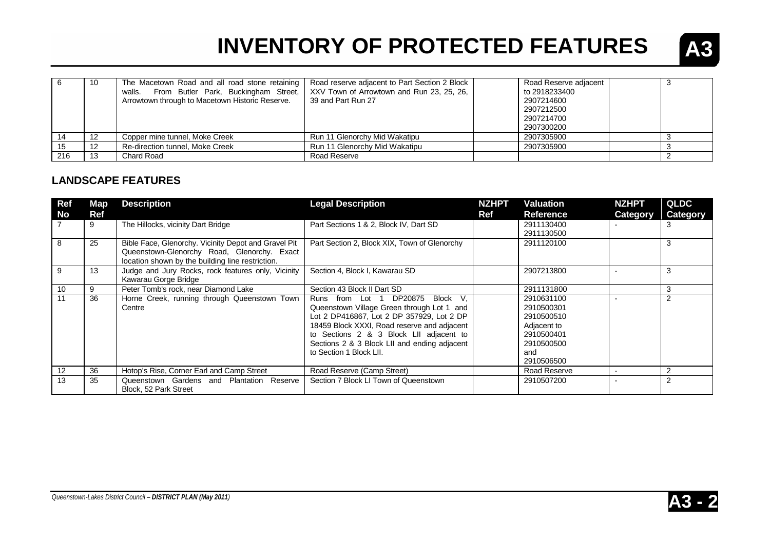# INVENTORY OF PROTECTED FEATURES

| Ref No | Map Ref | Description | Legal Description | NZHPT Ref | Valuation Reference | NZHPT Category | QLDC Category |
|---|---|---|---|---|---|---|---|
| 6 | 10 | The Macetown Road and all road stone retaining walls. From Butler Park, Buckingham Street, Arrowtown through to Macetown Historic Reserve. | Road reserve adjacent to Part Section 2 Block XXV Town of Arrowtown and Run 23, 25, 26, 39 and Part Run 27 | | Road Reserve adjacent to 2918233400 2907214600 2907212500 2907214700 2907300200 | | 3 |
| 14 | 12 | Copper mine tunnel, Moke Creek | Run 11 Glenorchy Mid Wakatipu | | 2907305900 | | 3 |
| 15 | 12 | Re-direction tunnel, Moke Creek | Run 11 Glenorchy Mid Wakatipu | | 2907305900 | | 3 |
| 216 | 13 | Chard Road | Road Reserve | | | | 2 |

## LANDSCAPE FEATURES

| Ref No | Map Ref | Description | Legal Description | NZHPT Ref | Valuation Reference | NZHPT Category | QLDC Category |
|---|---|---|---|---|---|---|---|
| 7 | 9 | The Hillocks, vicinity Dart Bridge | Part Sections 1 & 2, Block IV, Dart SD | | 2911130400 2911130500 | - | 3 |
| 8 | 25 | Bible Face, Glenorchy. Vicinity Depot and Gravel Pit Queenstown-Glenorchy Road, Glenorchy. Exact location shown by the building line restriction. | Part Section 2, Block XIX, Town of Glenorchy | | 2911120100 | | 3 |
| 9 | 13 | Judge and Jury Rocks, rock features only, Vicinity Kawarau Gorge Bridge | Section 4, Block I, Kawarau SD | | 2907213800 | - | 3 |
| 10 | 9 | Peter Tomb's rock, near Diamond Lake | Section 43 Block II Dart SD | | 2911131800 | | 3 |
| 11 | 36 | Horne Creek, running through Queenstown Town Centre | Runs from Lot 1 DP20875 Block V, Queenstown Village Green through Lot 1 and Lot 2 DP416867, Lot 2 DP 357929, Lot 2 DP 18459 Block XXXI, Road reserve and adjacent to Sections 2 & 3 Block LII adjacent to Sections 2 & 3 Block LII and ending adjacent to Section 1 Block LII. | | 2910631100 2910500301 2910500510 Adjacent to 2910500401 2910500500 and 2910506500 | - | 2 |
| 12 | 36 | Hotop's Rise, Corner Earl and Camp Street | Road Reserve (Camp Street) | | Road Reserve | - | 2 |
| 13 | 35 | Queenstown Gardens and Plantation Reserve Block, 52 Park Street | Section 7 Block LI Town of Queenstown | | 2910507200 | - | 2 |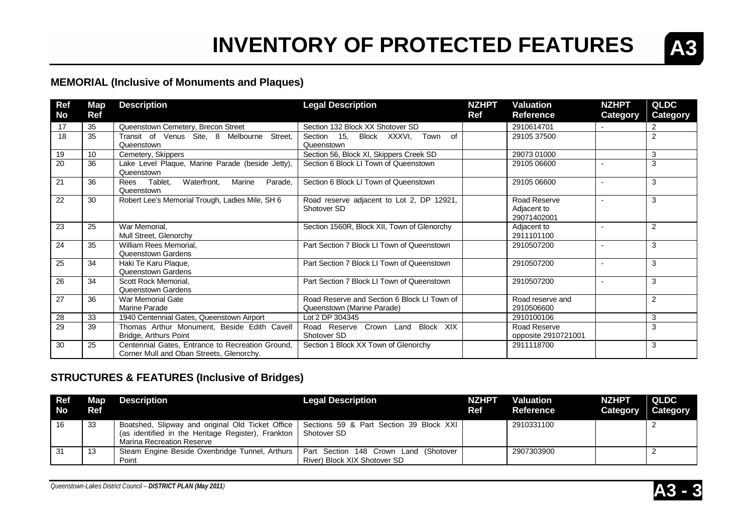# INVENTORY OF PROTECTED FEATURES

## MEMORIAL (Inclusive of Monuments and Plaques)

| Ref No | Map Ref | Description | Legal Description | NZHPT Ref | Valuation Reference | NZHPT Category | QLDC Category |
|---|---|---|---|---|---|---|---|
| 17 | 35 | Queenstown Cemetery, Brecon Street | Section 132 Block XX Shotover SD | | 2910614701 | - | 2 |
| 18 | 35 | Transit of Venus Site, 8 Melbourne Street, Queenstown | Section 15, Block XXXVI, Town of Queenstown | | 29105 37500 | | 2 |
| 19 | 10 | Cemetery, Skippers | Section 56, Block XI, Skippers Creek SD | | 29073 01000 | | 3 |
| 20 | 36 | Lake Level Plaque, Marine Parade (beside Jetty), Queenstown | Section 6 Block LI Town of Queenstown | | 29105 06600 | - | 3 |
| 21 | 36 | Rees Tablet, Waterfront, Marine Parade, Queenstown | Section 6 Block LI Town of Queenstown | | 29105 06600 | - | 3 |
| 22 | 30 | Robert Lee's Memorial Trough, Ladies Mile, SH 6 | Road reserve adjacent to Lot 2, DP 12921, Shotover SD | | Road Reserve Adjacent to 29071402001 | - | 3 |
| 23 | 25 | War Memorial, Mull Street, Glenorchy | Section 1560R, Block XII, Town of Glenorchy | | Adjacent to 2911101100 | - | 2 |
| 24 | 35 | William Rees Memorial, Queenstown Gardens | Part Section 7 Block LI Town of Queenstown | | 2910507200 | - | 3 |
| 25 | 34 | Haki Te Karu Plaque, Queenstown Gardens | Part Section 7 Block LI Town of Queenstown | | 2910507200 | - | 3 |
| 26 | 34 | Scott Rock Memorial, Queenstown Gardens | Part Section 7 Block LI Town of Queenstown | | 2910507200 | - | 3 |
| 27 | 36 | War Memorial Gate Marine Parade | Road Reserve and Section 6 Block LI Town of Queenstown (Marine Parade) | | Road reserve and 2910506600 | | 2 |
| 28 | 33 | 1940 Centennial Gates, Queenstown Airport | Lot 2 DP 304345 | | 2910100106 | | 3 |
| 29 | 39 | Thomas Arthur Monument, Beside Edith Cavell Bridge, Arthurs Point | Road Reserve Crown Land Block XIX Shotover SD | | Road Reserve opposite 2910721001 | | 3 |
| 30 | 25 | Centennial Gates, Entrance to Recreation Ground, Corner Mull and Oban Streets, Glenorchy. | Section 1 Block XX Town of Glenorchy | | 2911118700 | | 3 |

## STRUCTURES & FEATURES (Inclusive of Bridges)

| Ref No | Map Ref | Description | Legal Description | NZHPT Ref | Valuation Reference | NZHPT Category | QLDC Category |
|---|---|---|---|---|---|---|---|
| 16 | 33 | Boatshed, Slipway and original Old Ticket Office (as identified in the Heritage Register), Frankton Marina Recreation Reserve | Sections 59 & Part Section 39 Block XXI Shotover SD | | 2910331100 | | 2 |
| 31 | 13 | Steam Engine Beside Oxenbridge Tunnel, Arthurs Point | Part Section 148 Crown Land (Shotover River) Block XIX Shotover SD | | 2907303900 | | 2 |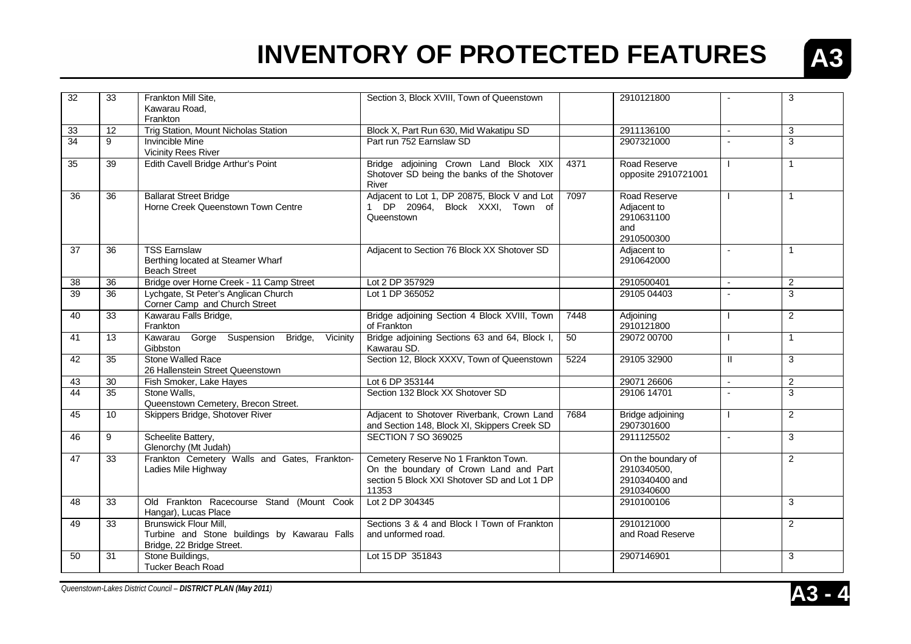# INVENTORY OF PROTECTED FEATURES

| | | | | | | | |
|---|---|---|---|---|---|---|---|
| 32 | 33 | Frankton Mill Site, Kawarau Road, Frankton | Section 3, Block XVIII, Town of Queenstown | | 2910121800 | - | 3 |
| 33 | 12 | Trig Station, Mount Nicholas Station | Block X, Part Run 630, Mid Wakatipu SD | | 2911136100 | - | 3 |
| 34 | 9 | Invincible Mine Vicinity Rees River | Part run 752 Earnslaw SD | | 2907321000 | - | 3 |
| 35 | 39 | Edith Cavell Bridge Arthur's Point | Bridge adjoining Crown Land Block XIX Shotover SD being the banks of the Shotover River | 4371 | Road Reserve opposite 2910721001 | I | 1 |
| 36 | 36 | Ballarat Street Bridge Horne Creek Queenstown Town Centre | Adjacent to Lot 1, DP 20875, Block V and Lot 1 DP 20964, Block XXXI, Town of Queenstown | 7097 | Road Reserve Adjacent to 2910631100 and 2910500300 | I | 1 |
| 37 | 36 | TSS Earnslaw Berthing located at Steamer Wharf Beach Street | Adjacent to Section 76 Block XX Shotover SD | | Adjacent to 2910642000 | - | 1 |
| 38 | 36 | Bridge over Horne Creek - 11 Camp Street | Lot 2 DP 357929 | | 2910500401 | - | 2 |
| 39 | 36 | Lychgate, St Peter's Anglican Church Corner Camp and Church Street | Lot 1 DP 365052 | | 29105 04403 | - | 3 |
| 40 | 33 | Kawarau Falls Bridge, Frankton | Bridge adjoining Section 4 Block XVIII, Town of Frankton | 7448 | Adjoining 2910121800 | I | 2 |
| 41 | 13 | Kawarau Gorge Suspension Bridge, Vicinity Gibbston | Bridge adjoining Sections 63 and 64, Block I, Kawarau SD. | 50 | 29072 00700 | I | 1 |
| 42 | 35 | Stone Walled Race 26 Hallenstein Street Queenstown | Section 12, Block XXXV, Town of Queenstown | 5224 | 29105 32900 | II | 3 |
| 43 | 30 | Fish Smoker, Lake Hayes | Lot 6 DP 353144 | | 29071 26606 | - | 2 |
| 44 | 35 | Stone Walls, Queenstown Cemetery, Brecon Street. | Section 132 Block XX Shotover SD | | 29106 14701 | - | 3 |
| 45 | 10 | Skippers Bridge, Shotover River | Adjacent to Shotover Riverbank, Crown Land and Section 148, Block XI, Skippers Creek SD | 7684 | Bridge adjoining 2907301600 | I | 2 |
| 46 | 9 | Scheelite Battery, Glenorchy (Mt Judah) | SECTION 7 SO 369025 | | 2911125502 | - | 3 |
| 47 | 33 | Frankton Cemetery Walls and Gates, Frankton-Ladies Mile Highway | Cemetery Reserve No 1 Frankton Town. On the boundary of Crown Land and Part section 5 Block XXI Shotover SD and Lot 1 DP 11353 | | On the boundary of 2910340500, 2910340400 and 2910340600 | | 2 |
| 48 | 33 | Old Frankton Racecourse Stand (Mount Cook Hangar), Lucas Place | Lot 2 DP 304345 | | 2910100106 | | 3 |
| 49 | 33 | Brunswick Flour Mill, Turbine and Stone buildings by Kawarau Falls Bridge, 22 Bridge Street. | Sections 3 & 4 and Block I Town of Frankton and unformed road. | | 2910121000 and Road Reserve | | 2 |
| 50 | 31 | Stone Buildings, Tucker Beach Road | Lot 15 DP 351843 | | 2907146901 | | 3 |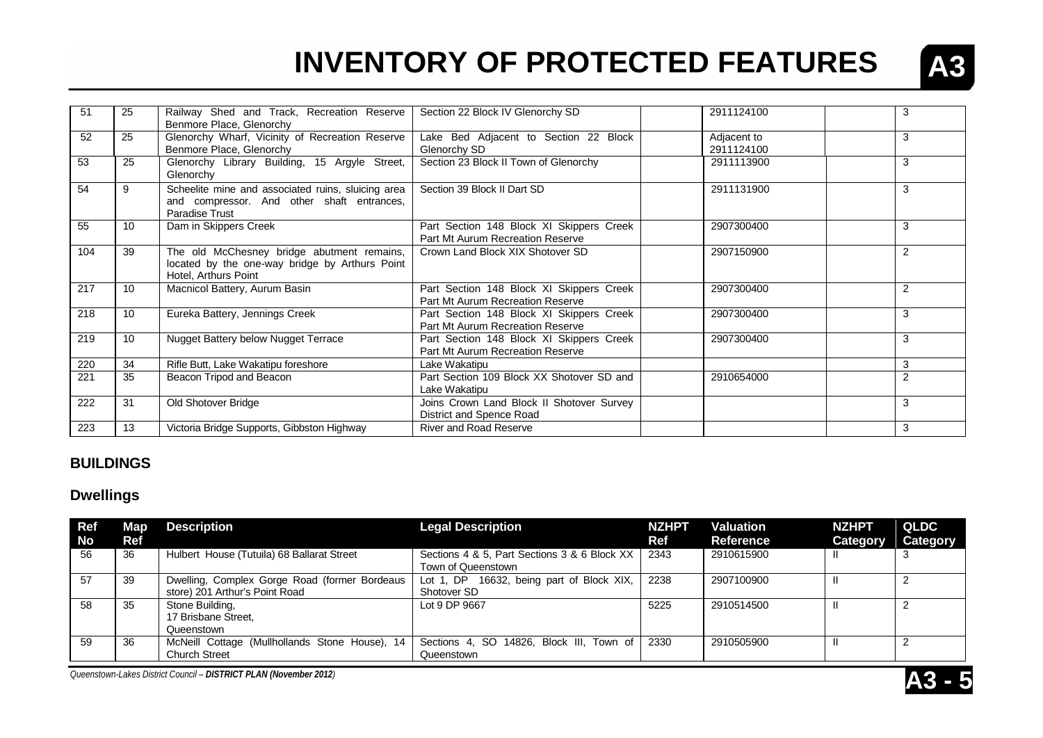# INVENTORY OF PROTECTED FEATURES

| | | | | | | | |
|---|---|---|---|---|---|---|---|
| 51 | 25 | Railway Shed and Track, Recreation Reserve Benmore Place, Glenorchy | Section 22 Block IV Glenorchy SD | | 2911124100 | | 3 |
| 52 | 25 | Glenorchy Wharf, Vicinity of Recreation Reserve Benmore Place, Glenorchy | Lake Bed Adjacent to Section 22 Block Glenorchy SD | | Adjacent to 2911124100 | | 3 |
| 53 | 25 | Glenorchy Library Building, 15 Argyle Street, Glenorchy | Section 23 Block II Town of Glenorchy | | 2911113900 | | 3 |
| 54 | 9 | Scheelite mine and associated ruins, sluicing area and compressor. And other shaft entrances, Paradise Trust | Section 39 Block II Dart SD | | 2911131900 | | 3 |
| 55 | 10 | Dam in Skippers Creek | Part Section 148 Block XI Skippers Creek Part Mt Aurum Recreation Reserve | | 2907300400 | | 3 |
| 104 | 39 | The old McChesney bridge abutment remains, located by the one-way bridge by Arthurs Point Hotel, Arthurs Point | Crown Land Block XIX Shotover SD | | 2907150900 | | 2 |
| 217 | 10 | Macnicol Battery, Aurum Basin | Part Section 148 Block XI Skippers Creek Part Mt Aurum Recreation Reserve | | 2907300400 | | 2 |
| 218 | 10 | Eureka Battery, Jennings Creek | Part Section 148 Block XI Skippers Creek Part Mt Aurum Recreation Reserve | | 2907300400 | | 3 |
| 219 | 10 | Nugget Battery below Nugget Terrace | Part Section 148 Block XI Skippers Creek Part Mt Aurum Recreation Reserve | | 2907300400 | | 3 |
| 220 | 34 | Rifle Butt, Lake Wakatipu foreshore | Lake Wakatipu | | | | 3 |
| 221 | 35 | Beacon Tripod and Beacon | Part Section 109 Block XX Shotover SD and Lake Wakatipu | | 2910654000 | | 2 |
| 222 | 31 | Old Shotover Bridge | Joins Crown Land Block II Shotover Survey District and Spence Road | | | | 3 |
| 223 | 13 | Victoria Bridge Supports, Gibbston Highway | River and Road Reserve | | | | 3 |

## BUILDINGS

### Dwellings

| Ref No | Map Ref | Description | Legal Description | NZHPT Ref | Valuation Reference | NZHPT Category | QLDC Category |
|---|---|---|---|---|---|---|---|
| 56 | 36 | Hulbert House (Tutuila) 68 Ballarat Street | Sections 4 & 5, Part Sections 3 & 6 Block XX Town of Queenstown | 2343 | 2910615900 | II | 3 |
| 57 | 39 | Dwelling, Complex Gorge Road (former Bordeaus store) 201 Arthur's Point Road | Lot 1, DP 16632, being part of Block XIX, Shotover SD | 2238 | 2907100900 | II | 2 |
| 58 | 35 | Stone Building, 17 Brisbane Street, Queenstown | Lot 9 DP 9667 | 5225 | 2910514500 | II | 2 |
| 59 | 36 | McNeill Cottage (Mullhollands Stone House), 14 Church Street | Sections 4, SO 14826, Block III, Town of Queenstown | 2330 | 2910505900 | II | 2 |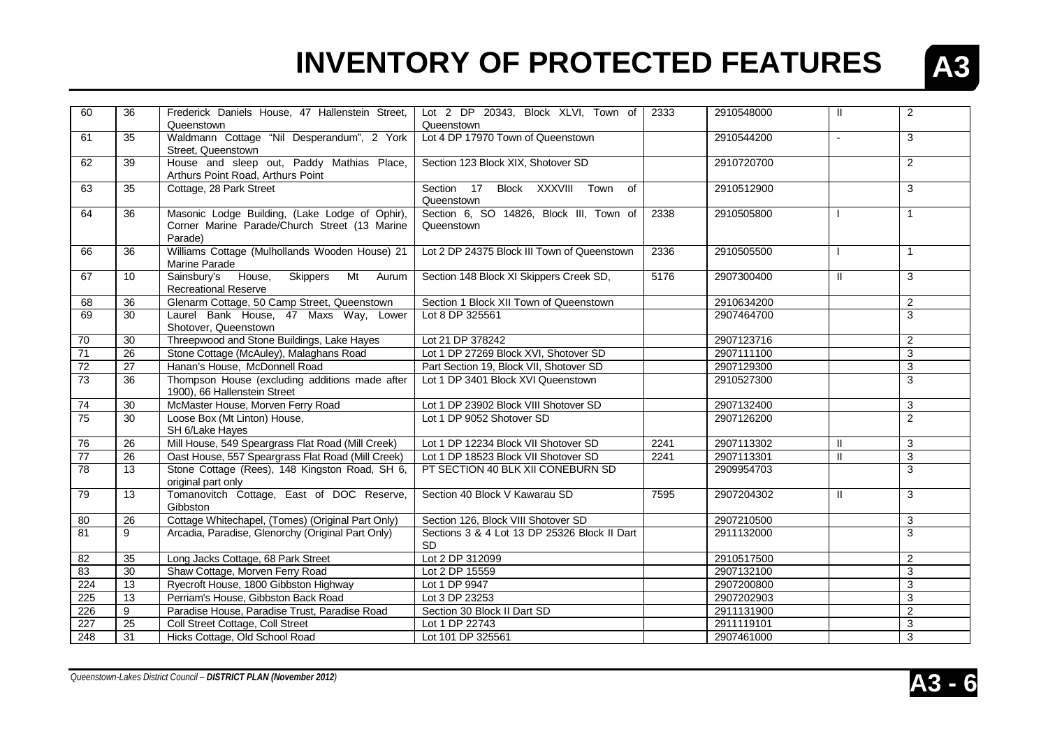# INVENTORY OF PROTECTED FEATURES

| | | | | | | | |
|---|---|---|---|---|---|---|---|
| 60 | 36 | Frederick Daniels House, 47 Hallenstein Street, Queenstown | Lot 2 DP 20343, Block XLVI, Town of Queenstown | 2333 | 2910548000 | II | 2 |
| 61 | 35 | Waldmann Cottage "Nil Desperandum", 2 York Street, Queenstown | Lot 4 DP 17970 Town of Queenstown | | 2910544200 | - | 3 |
| 62 | 39 | House and sleep out, Paddy Mathias Place, Arthurs Point Road, Arthurs Point | Section 123 Block XIX, Shotover SD | | 2910720700 | | 2 |
| 63 | 35 | Cottage, 28 Park Street | Section 17 Block XXXVIII Town of Queenstown | | 2910512900 | | 3 |
| 64 | 36 | Masonic Lodge Building, (Lake Lodge of Ophir), Corner Marine Parade/Church Street (13 Marine Parade) | Section 6, SO 14826, Block III, Town of Queenstown | 2338 | 2910505800 | I | 1 |
| 66 | 36 | Williams Cottage (Mulhollands Wooden House) 21 Marine Parade | Lot 2 DP 24375 Block III Town of Queenstown | 2336 | 2910505500 | I | 1 |
| 67 | 10 | Sainsbury's House, Skippers Mt Aurum Recreational Reserve | Section 148 Block XI Skippers Creek SD, | 5176 | 2907300400 | II | 3 |
| 68 | 36 | Glenarm Cottage, 50 Camp Street, Queenstown | Section 1 Block XII Town of Queenstown | | 2910634200 | | 2 |
| 69 | 30 | Laurel Bank House, 47 Maxs Way, Lower Shotover, Queenstown | Lot 8 DP 325561 | | 2907464700 | | 3 |
| 70 | 30 | Threepwood and Stone Buildings, Lake Hayes | Lot 21 DP 378242 | | 2907123716 | | 2 |
| 71 | 26 | Stone Cottage (McAuley), Malaghans Road | Lot 1 DP 27269 Block XVI, Shotover SD | | 2907111100 | | 3 |
| 72 | 27 | Hanan's House, McDonnell Road | Part Section 19, Block VII, Shotover SD | | 2907129300 | | 3 |
| 73 | 36 | Thompson House (excluding additions made after 1900), 66 Hallenstein Street | Lot 1 DP 3401 Block XVI Queenstown | | 2910527300 | | 3 |
| 74 | 30 | McMaster House, Morven Ferry Road | Lot 1 DP 23902 Block VIII Shotover SD | | 2907132400 | | 3 |
| 75 | 30 | Loose Box (Mt Linton) House, SH 6/Lake Hayes | Lot 1 DP 9052 Shotover SD | | 2907126200 | | 2 |
| 76 | 26 | Mill House, 549 Speargrass Flat Road (Mill Creek) | Lot 1 DP 12234 Block VII Shotover SD | 2241 | 2907113302 | II | 3 |
| 77 | 26 | Oast House, 557 Speargrass Flat Road (Mill Creek) | Lot 1 DP 18523 Block VII Shotover SD | 2241 | 2907113301 | II | 3 |
| 78 | 13 | Stone Cottage (Rees), 148 Kingston Road, SH 6, original part only | PT SECTION 40 BLK XII CONEBURN SD | | 2909954703 | | 3 |
| 79 | 13 | Tomanovitch Cottage, East of DOC Reserve, Gibbston | Section 40 Block V Kawarau SD | 7595 | 2907204302 | II | 3 |
| 80 | 26 | Cottage Whitechapel, (Tomes) (Original Part Only) | Section 126, Block VIII Shotover SD | | 2907210500 | | 3 |
| 81 | 9 | Arcadia, Paradise, Glenorchy (Original Part Only) | Sections 3 & 4 Lot 13 DP 25326 Block II Dart SD | | 2911132000 | | 3 |
| 82 | 35 | Long Jacks Cottage, 68 Park Street | Lot 2 DP 312099 | | 2910517500 | | 2 |
| 83 | 30 | Shaw Cottage, Morven Ferry Road | Lot 2 DP 15559 | | 2907132100 | | 3 |
| 224 | 13 | Ryecroft House, 1800 Gibbston Highway | Lot 1 DP 9947 | | 2907200800 | | 3 |
| 225 | 13 | Perriam's House, Gibbston Back Road | Lot 3 DP 23253 | | 2907202903 | | 3 |
| 226 | 9 | Paradise House, Paradise Trust, Paradise Road | Section 30 Block II Dart SD | | 2911131900 | | 2 |
| 227 | 25 | Coll Street Cottage, Coll Street | Lot 1 DP 22743 | | 2911119101 | | 3 |
| 248 | 31 | Hicks Cottage, Old School Road | Lot 101 DP 325561 | | 2907461000 | | 3 |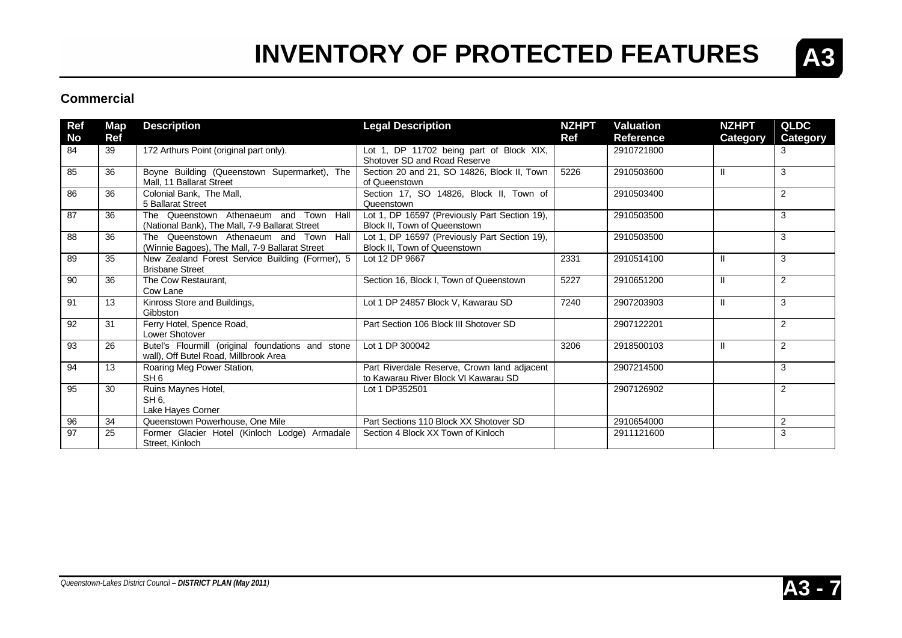# INVENTORY OF PROTECTED FEATURES

**A3**

## Commercial

| Ref No | Map Ref | Description | Legal Description | NZHPT Ref | Valuation Reference | NZHPT Category | QLDC Category |
|---|---|---|---|---|---|---|---|
| 84 | 39 | 172 Arthurs Point (original part only). | Lot 1, DP 11702 being part of Block XIX, Shotover SD and Road Reserve | | 2910721800 | | 3 |
| 85 | 36 | Boyne Building (Queenstown Supermarket), The Mall, 11 Ballarat Street | Section 20 and 21, SO 14826, Block II, Town of Queenstown | 5226 | 2910503600 | II | 3 |
| 86 | 36 | Colonial Bank, The Mall, 5 Ballarat Street | Section 17, SO 14826, Block II, Town of Queenstown | | 2910503400 | | 2 |
| 87 | 36 | The Queenstown Athenaeum and Town Hall (National Bank), The Mall, 7-9 Ballarat Street | Lot 1, DP 16597 (Previously Part Section 19), Block II, Town of Queenstown | | 2910503500 | | 3 |
| 88 | 36 | The Queenstown Athenaeum and Town Hall (Winnie Bagoes), The Mall, 7-9 Ballarat Street | Lot 1, DP 16597 (Previously Part Section 19), Block II, Town of Queenstown | | 2910503500 | | 3 |
| 89 | 35 | New Zealand Forest Service Building (Former), 5 Brisbane Street | Lot 12 DP 9667 | 2331 | 2910514100 | II | 3 |
| 90 | 36 | The Cow Restaurant, Cow Lane | Section 16, Block I, Town of Queenstown | 5227 | 2910651200 | II | 2 |
| 91 | 13 | Kinross Store and Buildings, Gibbston | Lot 1 DP 24857 Block V, Kawarau SD | 7240 | 2907203903 | II | 3 |
| 92 | 31 | Ferry Hotel, Spence Road, Lower Shotover | Part Section 106 Block III Shotover SD | | 2907122201 | | 2 |
| 93 | 26 | Butel's Flourmill (original foundations and stone wall), Off Butel Road, Millbrook Area | Lot 1 DP 300042 | 3206 | 2918500103 | II | 2 |
| 94 | 13 | Roaring Meg Power Station, SH 6 | Part Riverdale Reserve, Crown land adjacent to Kawarau River Block VI Kawarau SD | | 2907214500 | | 3 |
| 95 | 30 | Ruins Maynes Hotel, SH 6, Lake Hayes Corner | Lot 1 DP352501 | | 2907126902 | | 2 |
| 96 | 34 | Queenstown Powerhouse, One Mile | Part Sections 110 Block XX Shotover SD | | 2910654000 | | 2 |
| 97 | 25 | Former Glacier Hotel (Kinloch Lodge) Armadale Street, Kinloch | Section 4 Block XX Town of Kinloch | | 2911121600 | | 3 |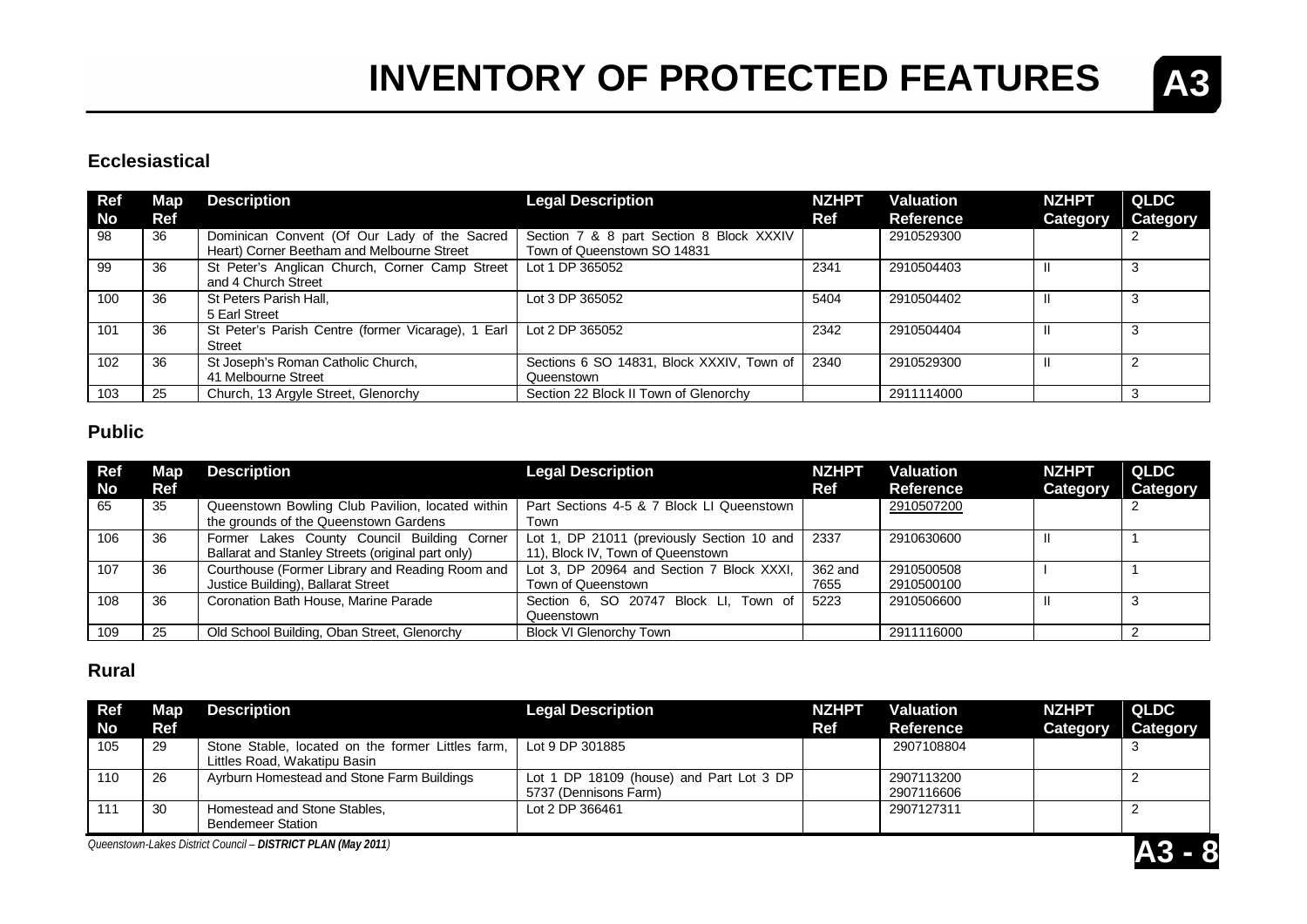# INVENTORY OF PROTECTED FEATURES

## Ecclesiastical

| Ref No | Map Ref | Description | Legal Description | NZHPT Ref | Valuation Reference | NZHPT Category | QLDC Category |
|---|---|---|---|---|---|---|---|
| 98 | 36 | Dominican Convent (Of Our Lady of the Sacred Heart) Corner Beetham and Melbourne Street | Section 7 & 8 part Section 8 Block XXXIV Town of Queenstown SO 14831 | | 2910529300 | | 2 |
| 99 | 36 | St Peter's Anglican Church, Corner Camp Street and 4 Church Street | Lot 1 DP 365052 | 2341 | 2910504403 | II | 3 |
| 100 | 36 | St Peters Parish Hall, 5 Earl Street | Lot 3 DP 365052 | 5404 | 2910504402 | II | 3 |
| 101 | 36 | St Peter's Parish Centre (former Vicarage), 1 Earl Street | Lot 2 DP 365052 | 2342 | 2910504404 | II | 3 |
| 102 | 36 | St Joseph's Roman Catholic Church, 41 Melbourne Street | Sections 6 SO 14831, Block XXXIV, Town of Queenstown | 2340 | 2910529300 | II | 2 |
| 103 | 25 | Church, 13 Argyle Street, Glenorchy | Section 22 Block II Town of Glenorchy | | 2911114000 | | 3 |

## Public

| Ref No | Map Ref | Description | Legal Description | NZHPT Ref | Valuation Reference | NZHPT Category | QLDC Category |
|---|---|---|---|---|---|---|---|
| 65 | 35 | Queenstown Bowling Club Pavilion, located within the grounds of the Queenstown Gardens | Part Sections 4-5 & 7 Block LI Queenstown Town | | 2910507200 | | 2 |
| 106 | 36 | Former Lakes County Council Building Corner Ballarat and Stanley Streets (original part only) | Lot 1, DP 21011 (previously Section 10 and 11), Block IV, Town of Queenstown | 2337 | 2910630600 | II | 1 |
| 107 | 36 | Courthouse (Former Library and Reading Room and Justice Building), Ballarat Street | Lot 3, DP 20964 and Section 7 Block XXXI, Town of Queenstown | 362 and 7655 | 2910500508 2910500100 | I | 1 |
| 108 | 36 | Coronation Bath House, Marine Parade | Section 6, SO 20747 Block LI, Town of Queenstown | 5223 | 2910506600 | II | 3 |
| 109 | 25 | Old School Building, Oban Street, Glenorchy | Block VI Glenorchy Town | | 2911116000 | | 2 |

## Rural

| Ref No | Map Ref | Description | Legal Description | NZHPT Ref | Valuation Reference | NZHPT Category | QLDC Category |
|---|---|---|---|---|---|---|---|
| 105 | 29 | Stone Stable, located on the former Littles farm, Littles Road, Wakatipu Basin | Lot 9 DP 301885 | | 2907108804 | | 3 |
| 110 | 26 | Ayrburn Homestead and Stone Farm Buildings | Lot 1 DP 18109 (house) and Part Lot 3 DP 5737 (Dennisons Farm) | | 2907113200 2907116606 | | 2 |
| 111 | 30 | Homestead and Stone Stables, Bendemeer Station | Lot 2 DP 366461 | | 2907127311 | | 2 |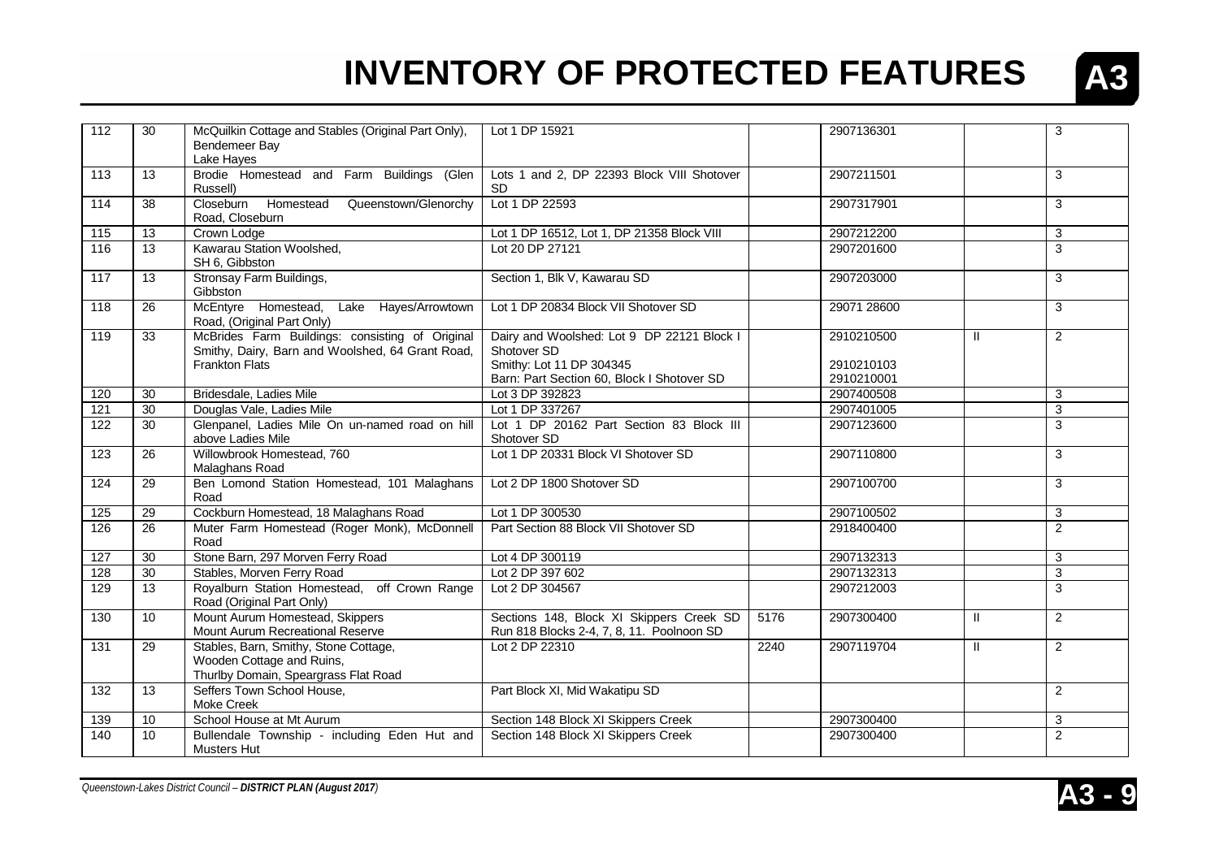# INVENTORY OF PROTECTED FEATURES

| | | | | | | | |
|---|---|---|---|---|---|---|---|
| 112 | 30 | McQuilkin Cottage and Stables (Original Part Only), Bendemeer Bay Lake Hayes | Lot 1 DP 15921 | | 2907136301 | | 3 |
| 113 | 13 | Brodie Homestead and Farm Buildings (Glen Russell) | Lots 1 and 2, DP 22393 Block VIII Shotover SD | | 2907211501 | | 3 |
| 114 | 38 | Closeburn Homestead Queenstown/Glenorchy Road, Closeburn | Lot 1 DP 22593 | | 2907317901 | | 3 |
| 115 | 13 | Crown Lodge | Lot 1 DP 16512, Lot 1, DP 21358 Block VIII | | 2907212200 | | 3 |
| 116 | 13 | Kawarau Station Woolshed, SH 6, Gibbston | Lot 20 DP 27121 | | 2907201600 | | 3 |
| 117 | 13 | Stronsay Farm Buildings, Gibbston | Section 1, Blk V, Kawarau SD | | 2907203000 | | 3 |
| 118 | 26 | McEntyre Homestead, Lake Hayes/Arrowtown Road, (Original Part Only) | Lot 1 DP 20834 Block VII Shotover SD | | 29071 28600 | | 3 |
| 119 | 33 | McBrides Farm Buildings: consisting of Original Smithy, Dairy, Barn and Woolshed, 64 Grant Road, Frankton Flats | Dairy and Woolshed: Lot 9 DP 22121 Block I Shotover SD<br>Smithy: Lot 11 DP 304345<br>Barn: Part Section 60, Block I Shotover SD | | 2910210500<br><br>2910210103<br>2910210001 | II | 2 |
| 120 | 30 | Bridesdale, Ladies Mile | Lot 3 DP 392823 | | 2907400508 | | 3 |
| 121 | 30 | Douglas Vale, Ladies Mile | Lot 1 DP 337267 | | 2907401005 | | 3 |
| 122 | 30 | Glenpanel, Ladies Mile On un-named road on hill above Ladies Mile | Lot 1 DP 20162 Part Section 83 Block III Shotover SD | | 2907123600 | | 3 |
| 123 | 26 | Willowbrook Homestead, 760 Malaghans Road | Lot 1 DP 20331 Block VI Shotover SD | | 2907110800 | | 3 |
| 124 | 29 | Ben Lomond Station Homestead, 101 Malaghans Road | Lot 2 DP 1800 Shotover SD | | 2907100700 | | 3 |
| 125 | 29 | Cockburn Homestead, 18 Malaghans Road | Lot 1 DP 300530 | | 2907100502 | | 3 |
| 126 | 26 | Muter Farm Homestead (Roger Monk), McDonnell Road | Part Section 88 Block VII Shotover SD | | 2918400400 | | 2 |
| 127 | 30 | Stone Barn, 297 Morven Ferry Road | Lot 4 DP 300119 | | 2907132313 | | 3 |
| 128 | 30 | Stables, Morven Ferry Road | Lot 2 DP 397 602 | | 2907132313 | | 3 |
| 129 | 13 | Royalburn Station Homestead, off Crown Range Road (Original Part Only) | Lot 2 DP 304567 | | 2907212003 | | 3 |
| 130 | 10 | Mount Aurum Homestead, Skippers Mount Aurum Recreational Reserve | Sections 148, Block XI Skippers Creek SD Run 818 Blocks 2-4, 7, 8, 11. Poolnoon SD | 5176 | 2907300400 | II | 2 |
| 131 | 29 | Stables, Barn, Smithy, Stone Cottage, Wooden Cottage and Ruins, Thurlby Domain, Speargrass Flat Road | Lot 2 DP 22310 | 2240 | 2907119704 | II | 2 |
| 132 | 13 | Seffers Town School House, Moke Creek | Part Block XI, Mid Wakatipu SD | | | | 2 |
| 139 | 10 | School House at Mt Aurum | Section 148 Block XI Skippers Creek | | 2907300400 | | 3 |
| 140 | 10 | Bullendale Township - including Eden Hut and Musters Hut | Section 148 Block XI Skippers Creek | | 2907300400 | | 2 |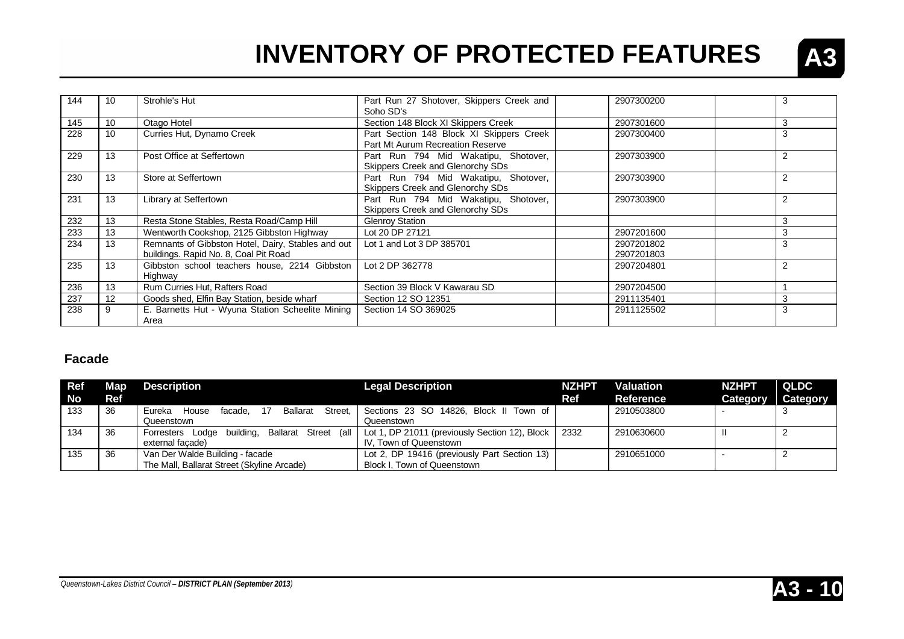# INVENTORY OF PROTECTED FEATURES

| | | | | | | | |
|---|---|---|---|---|---|---|---|
| 144 | 10 | Strohle's Hut | Part Run 27 Shotover, Skippers Creek and Soho SD's | | 2907300200 | | 3 |
| 145 | 10 | Otago Hotel | Section 148 Block XI Skippers Creek | | 2907301600 | | 3 |
| 228 | 10 | Curries Hut, Dynamo Creek | Part Section 148 Block XI Skippers Creek Part Mt Aurum Recreation Reserve | | 2907300400 | | 3 |
| 229 | 13 | Post Office at Seffertown | Part Run 794 Mid Wakatipu, Shotover, Skippers Creek and Glenorchy SDs | | 2907303900 | | 2 |
| 230 | 13 | Store at Seffertown | Part Run 794 Mid Wakatipu, Shotover, Skippers Creek and Glenorchy SDs | | 2907303900 | | 2 |
| 231 | 13 | Library at Seffertown | Part Run 794 Mid Wakatipu, Shotover, Skippers Creek and Glenorchy SDs | | 2907303900 | | 2 |
| 232 | 13 | Resta Stone Stables, Resta Road/Camp Hill | Glenroy Station | | | | 3 |
| 233 | 13 | Wentworth Cookshop, 2125 Gibbston Highway | Lot 20 DP 27121 | | 2907201600 | | 3 |
| 234 | 13 | Remnants of Gibbston Hotel, Dairy, Stables and out buildings. Rapid No. 8, Coal Pit Road | Lot 1 and Lot 3 DP 385701 | | 2907201802 2907201803 | | 3 |
| 235 | 13 | Gibbston school teachers house, 2214 Gibbston Highway | Lot 2 DP 362778 | | 2907204801 | | 2 |
| 236 | 13 | Rum Curries Hut, Rafters Road | Section 39 Block V Kawarau SD | | 2907204500 | | 1 |
| 237 | 12 | Goods shed, Elfin Bay Station, beside wharf | Section 12 SO 12351 | | 2911135401 | | 3 |
| 238 | 9 | E. Barnetts Hut - Wyuna Station Scheelite Mining Area | Section 14 SO 369025 | | 2911125502 | | 3 |

## Facade

| Ref No | Map Ref | Description | Legal Description | NZHPT Ref | Valuation Reference | NZHPT Category | QLDC Category |
|---|---|---|---|---|---|---|---|
| 133 | 36 | Eureka House facade, 17 Ballarat Street, Queenstown | Sections 23 SO 14826, Block II Town of Queenstown | | 2910503800 | - | 3 |
| 134 | 36 | Forresters Lodge building, Ballarat Street (all external façade) | Lot 1, DP 21011 (previously Section 12), Block IV, Town of Queenstown | 2332 | 2910630600 | II | 2 |
| 135 | 36 | Van Der Walde Building - facade The Mall, Ballarat Street (Skyline Arcade) | Lot 2, DP 19416 (previously Part Section 13) Block I, Town of Queenstown | | 2910651000 | - | 2 |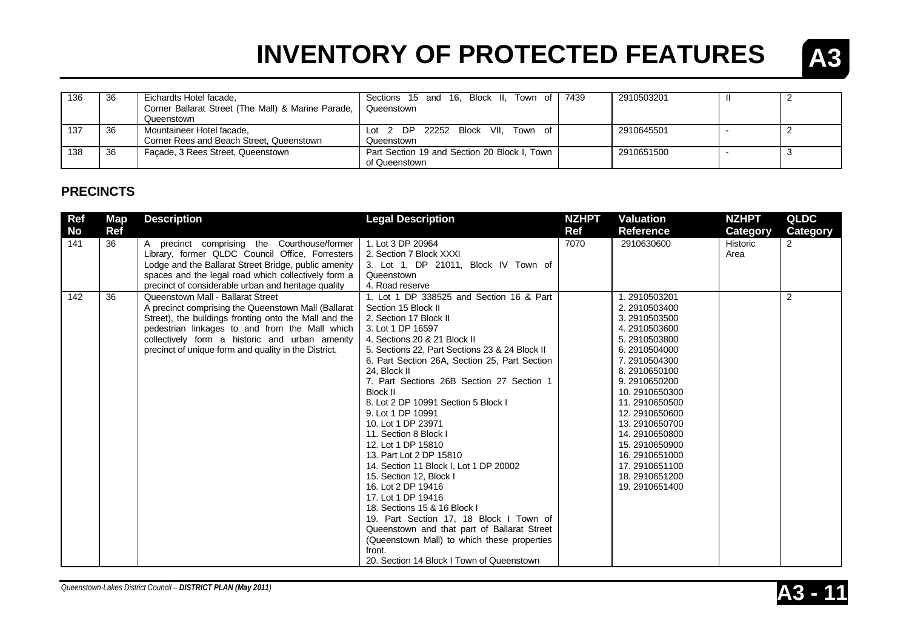# INVENTORY OF PROTECTED FEATURES

| | | | | | | | |
|---|---|---|---|---|---|---|---|
| 136 | 36 | Eichardts Hotel facade, Corner Ballarat Street (The Mall) & Marine Parade, Queenstown | Sections 15 and 16, Block II, Town of Queenstown | 7439 | 2910503201 | II | 2 |
| 137 | 36 | Mountaineer Hotel facade, Corner Rees and Beach Street, Queenstown | Lot 2 DP 22252 Block VII, Town of Queenstown | | 2910645501 | - | 2 |
| 138 | 36 | Façade, 3 Rees Street, Queenstown | Part Section 19 and Section 20 Block I, Town of Queenstown | | 2910651500 | - | 3 |

## PRECINCTS

| Ref No | Map Ref | Description | Legal Description | NZHPT Ref | Valuation Reference | NZHPT Category | QLDC Category |
|---|---|---|---|---|---|---|---|
| 141 | 36 | A precinct comprising the Courthouse/former Library, former QLDC Council Office, Forresters Lodge and the Ballarat Street Bridge, public amenity spaces and the legal road which collectively form a precinct of considerable urban and heritage quality | 1. Lot 3 DP 20964<br>2. Section 7 Block XXXI<br>3. Lot 1, DP 21011, Block IV Town of Queenstown<br>4. Road reserve | 7070 | 2910630600 | Historic Area | 2 |
| 142 | 36 | Queenstown Mall - Ballarat Street<br>A precinct comprising the Queenstown Mall (Ballarat Street), the buildings fronting onto the Mall and the pedestrian linkages to and from the Mall which collectively form a historic and urban amenity precinct of unique form and quality in the District. | 1. Lot 1 DP 338525 and Section 16 & Part Section 15 Block II<br>2. Section 17 Block II<br>3. Lot 1 DP 16597<br>4. Sections 20 & 21 Block II<br>5. Sections 22, Part Sections 23 & 24 Block II<br>6. Part Section 26A, Section 25, Part Section 24, Block II<br>7. Part Sections 26B Section 27 Section 1 Block II<br>8. Lot 2 DP 10991 Section 5 Block I<br>9. Lot 1 DP 10991<br>10. Lot 1 DP 23971<br>11. Section 8 Block I<br>12. Lot 1 DP 15810<br>13. Part Lot 2 DP 15810<br>14. Section 11 Block I, Lot 1 DP 20002<br>15. Section 12, Block I<br>16. Lot 2 DP 19416<br>17. Lot 1 DP 19416<br>18. Sections 15 & 16 Block I<br>19. Part Section 17, 18 Block I Town of Queenstown and that part of Ballarat Street (Queenstown Mall) to which these properties front.<br>20. Section 14 Block I Town of Queenstown | | 1. 2910503201<br>2. 2910503400<br>3. 2910503500<br>4. 2910503600<br>5. 2910503800<br>6. 2910504000<br>7. 2910504300<br>8. 2910650100<br>9. 2910650200<br>10. 2910650300<br>11. 2910650500<br>12. 2910650600<br>13. 2910650700<br>14. 2910650800<br>15. 2910650900<br>16. 2910651000<br>17. 2910651100<br>18. 2910651200<br>19. 2910651400 | | 2 |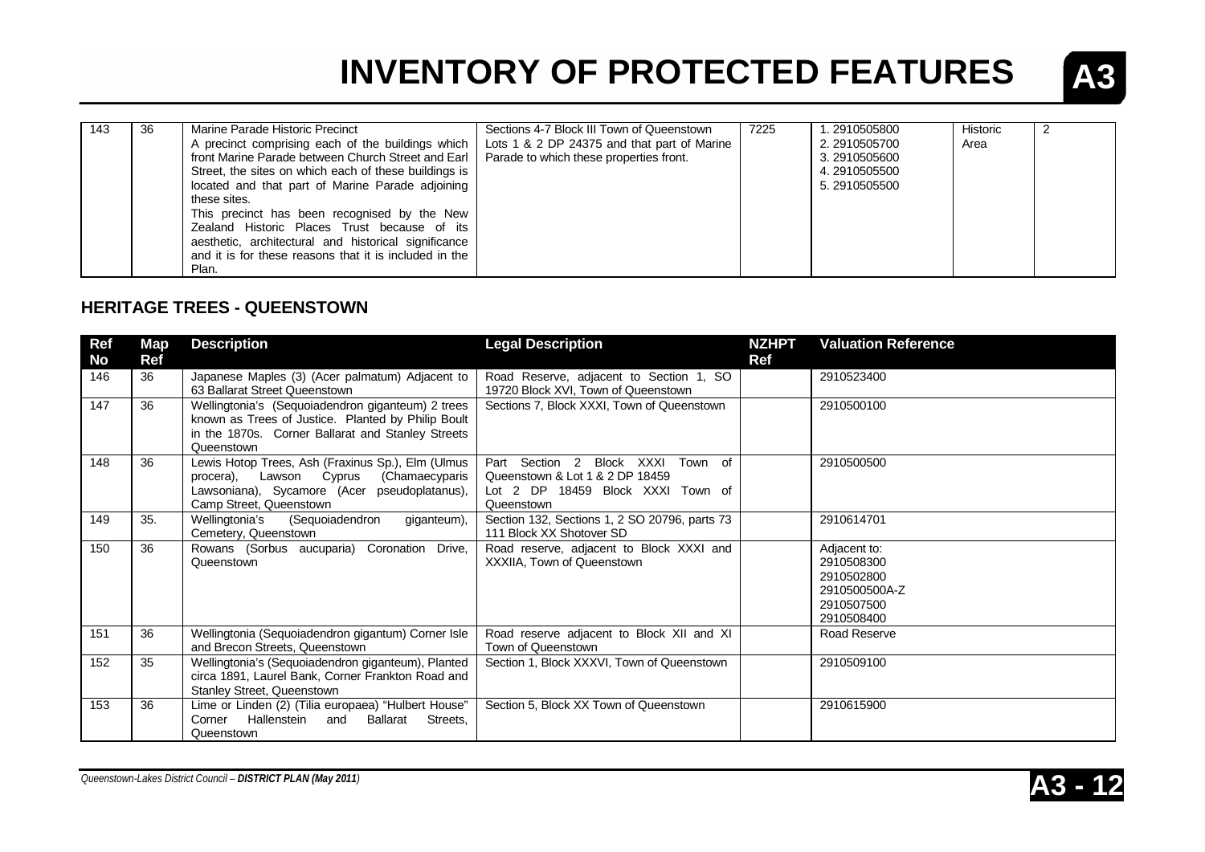# INVENTORY OF PROTECTED FEATURES

| | | | | | | | |
|---|---|---|---|---|---|---|---|
| 143 | 36 | Marine Parade Historic Precinct<br>A precinct comprising each of the buildings which front Marine Parade between Church Street and Earl Street, the sites on which each of these buildings is located and that part of Marine Parade adjoining these sites.<br>This precinct has been recognised by the New Zealand Historic Places Trust because of its aesthetic, architectural and historical significance and it is for these reasons that it is included in the Plan. | Sections 4-7 Block III Town of Queenstown Lots 1 & 2 DP 24375 and that part of Marine Parade to which these properties front. | 7225 | 1. 2910505800<br>2. 2910505700<br>3. 2910505600<br>4. 2910505500<br>5. 2910505500 | Historic Area | 2 |

## HERITAGE TREES - QUEENSTOWN

| Ref No | Map Ref | Description | Legal Description | NZHPT Ref | Valuation Reference |
|---|---|---|---|---|---|
| 146 | 36 | Japanese Maples (3) (Acer palmatum) Adjacent to 63 Ballarat Street Queenstown | Road Reserve, adjacent to Section 1, SO 19720 Block XVI, Town of Queenstown | | 2910523400 |
| 147 | 36 | Wellingtonia's (Sequoiadendron giganteum) 2 trees known as Trees of Justice. Planted by Philip Boult in the 1870s. Corner Ballarat and Stanley Streets Queenstown | Sections 7, Block XXXI, Town of Queenstown | | 2910500100 |
| 148 | 36 | Lewis Hotop Trees, Ash (Fraxinus Sp.), Elm (Ulmus procera), Lawson Cyprus (Chamaecyparis Lawsoniana), Sycamore (Acer pseudoplatanus), Camp Street, Queenstown | Part Section 2 Block XXXI Town of Queenstown & Lot 1 & 2 DP 18459 Lot 2 DP 18459 Block XXXI Town of Queenstown | | 2910500500 |
| 149 | 35. | Wellingtonia's (Sequoiadendron giganteum), Cemetery, Queenstown | Section 132, Sections 1, 2 SO 20796, parts 73 111 Block XX Shotover SD | | 2910614701 |
| 150 | 36 | Rowans (Sorbus aucuparia) Coronation Drive, Queenstown | Road reserve, adjacent to Block XXXI and XXXIIA, Town of Queenstown | | Adjacent to:<br>2910508300<br>2910502800<br>2910500500A-Z<br>2910507500<br>2910508400 |
| 151 | 36 | Wellingtonia (Sequoiadendron gigantum) Corner Isle and Brecon Streets, Queenstown | Road reserve adjacent to Block XII and XI Town of Queenstown | | Road Reserve |
| 152 | 35 | Wellingtonia's (Sequoiadendron giganteum), Planted circa 1891, Laurel Bank, Corner Frankton Road and Stanley Street, Queenstown | Section 1, Block XXXVI, Town of Queenstown | | 2910509100 |
| 153 | 36 | Lime or Linden (2) (Tilia europaea) "Hulbert House" Corner Hallenstein and Ballarat Streets, Queenstown | Section 5, Block XX Town of Queenstown | | 2910615900 |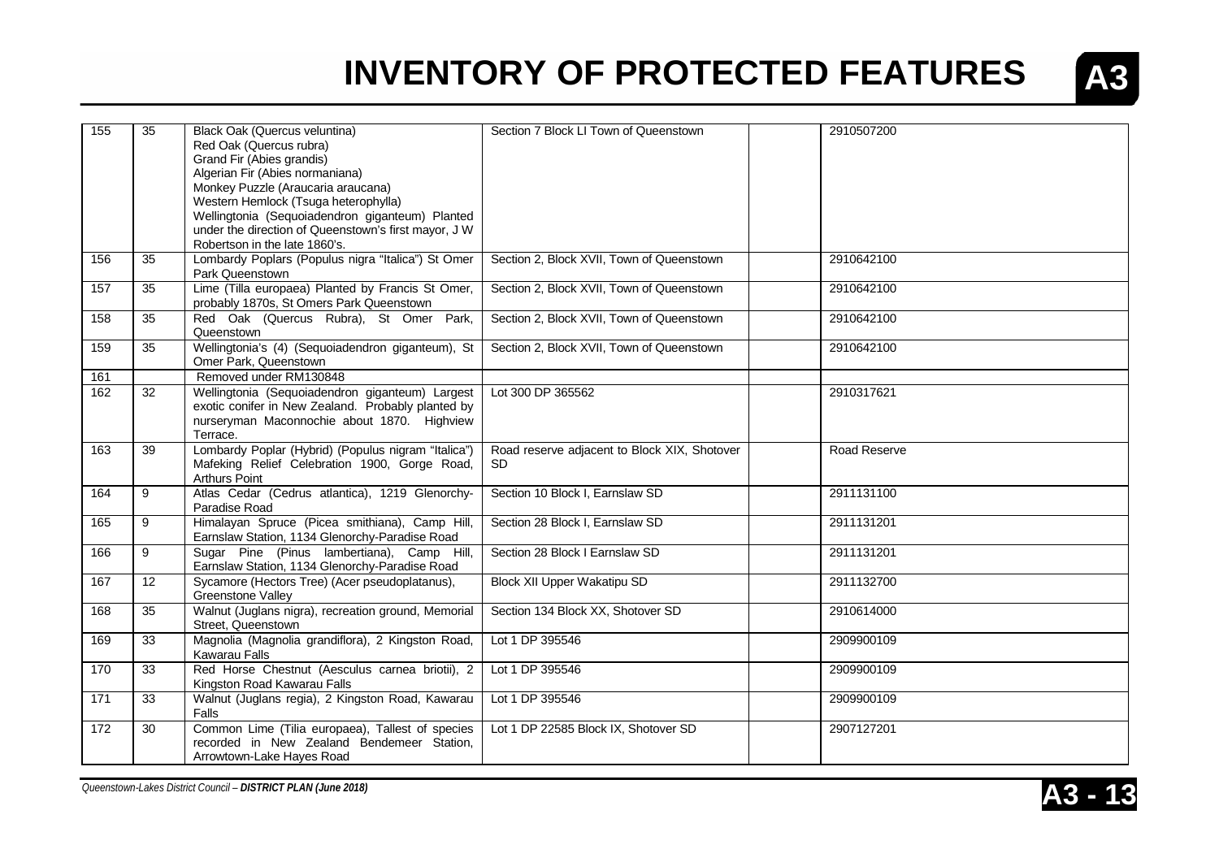# INVENTORY OF PROTECTED FEATURES

| | | | | | |
|---|---|---|---|---|---|
| 155 | 35 | Black Oak (Quercus veluntina)<br>Red Oak (Quercus rubra)<br>Grand Fir (Abies grandis)<br>Algerian Fir (Abies normaniana)<br>Monkey Puzzle (Araucaria araucana)<br>Western Hemlock (Tsuga heterophylla)<br>Wellingtonia (Sequoiadendron giganteum) Planted under the direction of Queenstown's first mayor, J W Robertson in the late 1860's. | Section 7 Block LI Town of Queenstown | | 2910507200 |
| 156 | 35 | Lombardy Poplars (Populus nigra "Italica") St Omer Park Queenstown | Section 2, Block XVII, Town of Queenstown | | 2910642100 |
| 157 | 35 | Lime (Tilla europaea) Planted by Francis St Omer, probably 1870s, St Omers Park Queenstown | Section 2, Block XVII, Town of Queenstown | | 2910642100 |
| 158 | 35 | Red Oak (Quercus Rubra), St Omer Park, Queenstown | Section 2, Block XVII, Town of Queenstown | | 2910642100 |
| 159 | 35 | Wellingtonia's (4) (Sequoiadendron giganteum), St Omer Park, Queenstown | Section 2, Block XVII, Town of Queenstown | | 2910642100 |
| 161 | | Removed under RM130848 | | | |
| 162 | 32 | Wellingtonia (Sequoiadendron giganteum) Largest exotic conifer in New Zealand. Probably planted by nurseryman Maconnochie about 1870. Highview Terrace. | Lot 300 DP 365562 | | 2910317621 |
| 163 | 39 | Lombardy Poplar (Hybrid) (Populus nigram "Italica") Mafeking Relief Celebration 1900, Gorge Road, Arthurs Point | Road reserve adjacent to Block XIX, Shotover SD | | Road Reserve |
| 164 | 9 | Atlas Cedar (Cedrus atlantica), 1219 Glenorchy-Paradise Road | Section 10 Block I, Earnslaw SD | | 2911131100 |
| 165 | 9 | Himalayan Spruce (Picea smithiana), Camp Hill, Earnslaw Station, 1134 Glenorchy-Paradise Road | Section 28 Block I, Earnslaw SD | | 2911131201 |
| 166 | 9 | Sugar Pine (Pinus lambertiana), Camp Hill, Earnslaw Station, 1134 Glenorchy-Paradise Road | Section 28 Block I Earnslaw SD | | 2911131201 |
| 167 | 12 | Sycamore (Hectors Tree) (Acer pseudoplatanus), Greenstone Valley | Block XII Upper Wakatipu SD | | 2911132700 |
| 168 | 35 | Walnut (Juglans nigra), recreation ground, Memorial Street, Queenstown | Section 134 Block XX, Shotover SD | | 2910614000 |
| 169 | 33 | Magnolia (Magnolia grandiflora), 2 Kingston Road, Kawarau Falls | Lot 1 DP 395546 | | 2909900109 |
| 170 | 33 | Red Horse Chestnut (Aesculus carnea briotii), 2 Kingston Road Kawarau Falls | Lot 1 DP 395546 | | 2909900109 |
| 171 | 33 | Walnut (Juglans regia), 2 Kingston Road, Kawarau Falls | Lot 1 DP 395546 | | 2909900109 |
| 172 | 30 | Common Lime (Tilia europaea), Tallest of species recorded in New Zealand Bendemeer Station, Arrowtown-Lake Hayes Road | Lot 1 DP 22585 Block IX, Shotover SD | | 2907127201 |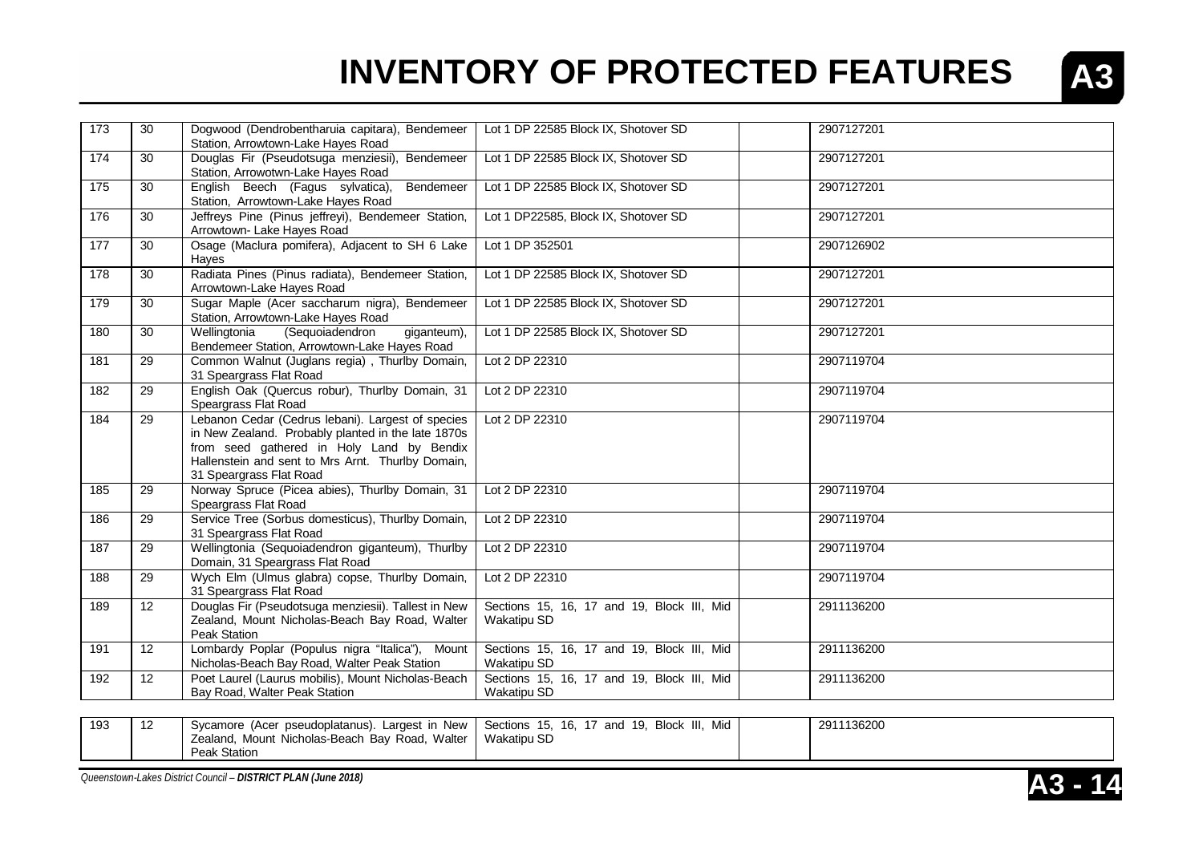# INVENTORY OF PROTECTED FEATURES

| | | | | | |
|---|---|---|---|---|---|
| 173 | 30 | Dogwood (Dendrobentharuia capitara), Bendemeer Station, Arrowtown-Lake Hayes Road | Lot 1 DP 22585 Block IX, Shotover SD | | 2907127201 |
| 174 | 30 | Douglas Fir (Pseudotsuga menziesii), Bendemeer Station, Arrowotwn-Lake Hayes Road | Lot 1 DP 22585 Block IX, Shotover SD | | 2907127201 |
| 175 | 30 | English Beech (Fagus sylvatica), Bendemeer Station, Arrowtown-Lake Hayes Road | Lot 1 DP 22585 Block IX, Shotover SD | | 2907127201 |
| 176 | 30 | Jeffreys Pine (Pinus jeffreyi), Bendemeer Station, Arrowtown- Lake Hayes Road | Lot 1 DP22585, Block IX, Shotover SD | | 2907127201 |
| 177 | 30 | Osage (Maclura pomifera), Adjacent to SH 6 Lake Hayes | Lot 1 DP 352501 | | 2907126902 |
| 178 | 30 | Radiata Pines (Pinus radiata), Bendemeer Station, Arrowtown-Lake Hayes Road | Lot 1 DP 22585 Block IX, Shotover SD | | 2907127201 |
| 179 | 30 | Sugar Maple (Acer saccharum nigra), Bendemeer Station, Arrowtown-Lake Hayes Road | Lot 1 DP 22585 Block IX, Shotover SD | | 2907127201 |
| 180 | 30 | Wellingtonia (Sequoiadendron giganteum), Bendemeer Station, Arrowtown-Lake Hayes Road | Lot 1 DP 22585 Block IX, Shotover SD | | 2907127201 |
| 181 | 29 | Common Walnut (Juglans regia) , Thurlby Domain, 31 Speargrass Flat Road | Lot 2 DP 22310 | | 2907119704 |
| 182 | 29 | English Oak (Quercus robur), Thurlby Domain, 31 Speargrass Flat Road | Lot 2 DP 22310 | | 2907119704 |
| 184 | 29 | Lebanon Cedar (Cedrus lebani). Largest of species in New Zealand. Probably planted in the late 1870s from seed gathered in Holy Land by Bendix Hallenstein and sent to Mrs Arnt. Thurlby Domain, 31 Speargrass Flat Road | Lot 2 DP 22310 | | 2907119704 |
| 185 | 29 | Norway Spruce (Picea abies), Thurlby Domain, 31 Speargrass Flat Road | Lot 2 DP 22310 | | 2907119704 |
| 186 | 29 | Service Tree (Sorbus domesticus), Thurlby Domain, 31 Speargrass Flat Road | Lot 2 DP 22310 | | 2907119704 |
| 187 | 29 | Wellingtonia (Sequoiadendron giganteum), Thurlby Domain, 31 Speargrass Flat Road | Lot 2 DP 22310 | | 2907119704 |
| 188 | 29 | Wych Elm (Ulmus glabra) copse, Thurlby Domain, 31 Speargrass Flat Road | Lot 2 DP 22310 | | 2907119704 |
| 189 | 12 | Douglas Fir (Pseudotsuga menziesii). Tallest in New Zealand, Mount Nicholas-Beach Bay Road, Walter Peak Station | Sections 15, 16, 17 and 19, Block III, Mid Wakatipu SD | | 2911136200 |
| 191 | 12 | Lombardy Poplar (Populus nigra "Italica"), Mount Nicholas-Beach Bay Road, Walter Peak Station | Sections 15, 16, 17 and 19, Block III, Mid Wakatipu SD | | 2911136200 |
| 192 | 12 | Poet Laurel (Laurus mobilis), Mount Nicholas-Beach Bay Road, Walter Peak Station | Sections 15, 16, 17 and 19, Block III, Mid Wakatipu SD | | 2911136200 |
| 193 | 12 | Sycamore (Acer pseudoplatanus). Largest in New Zealand, Mount Nicholas-Beach Bay Road, Walter Peak Station | Sections 15, 16, 17 and 19, Block III, Mid Wakatipu SD | | 2911136200 |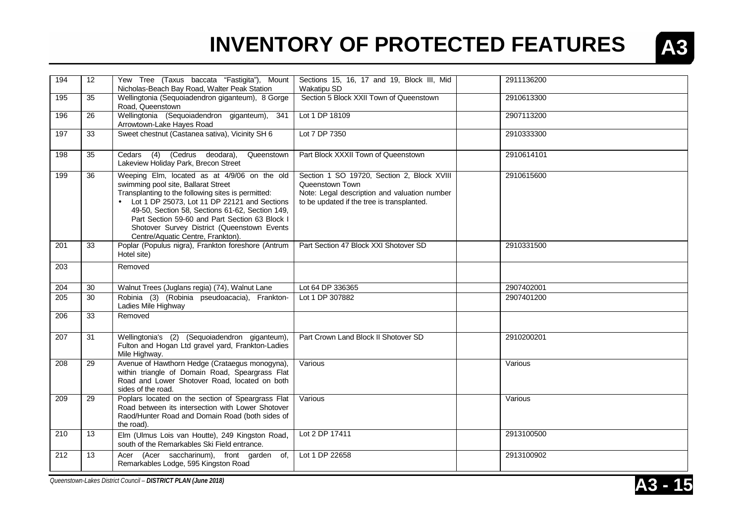# INVENTORY OF PROTECTED FEATURES

| | | | | | |
|---|---|---|---|---|---|
| 194 | 12 | Yew Tree (Taxus baccata "Fastigita"), Mount Nicholas-Beach Bay Road, Walter Peak Station | Sections 15, 16, 17 and 19, Block III, Mid Wakatipu SD | | 2911136200 |
| 195 | 35 | Wellingtonia (Sequoiadendron giganteum), 8 Gorge Road, Queenstown | Section 5 Block XXII Town of Queenstown | | 2910613300 |
| 196 | 26 | Wellingtonia (Sequoiadendron giganteum), 341 Arrowtown-Lake Hayes Road | Lot 1 DP 18109 | | 2907113200 |
| 197 | 33 | Sweet chestnut (Castanea sativa), Vicinity SH 6 | Lot 7 DP 7350 | | 2910333300 |
| 198 | 35 | Cedars (4) (Cedrus deodara), Queenstown Lakeview Holiday Park, Brecon Street | Part Block XXXII Town of Queenstown | | 2910614101 |
| 199 | 36 | Weeping Elm, located as at 4/9/06 on the old swimming pool site, Ballarat Street<br>Transplanting to the following sites is permitted:<br>• Lot 1 DP 25073, Lot 11 DP 22121 and Sections 49-50, Section 58, Sections 61-62, Section 149, Part Section 59-60 and Part Section 63 Block I Shotover Survey District (Queenstown Events Centre/Aquatic Centre, Frankton). | Section 1 SO 19720, Section 2, Block XVIII Queenstown Town<br>Note: Legal description and valuation number to be updated if the tree is transplanted. | | 2910615600 |
| 201 | 33 | Poplar (Populus nigra), Frankton foreshore (Antrum Hotel site) | Part Section 47 Block XXI Shotover SD | | 2910331500 |
| 203 | | Removed | | | |
| 204 | 30 | Walnut Trees (Juglans regia) (74), Walnut Lane | Lot 64 DP 336365 | | 2907402001 |
| 205 | 30 | Robinia (3) (Robinia pseudoacacia), Frankton-Ladies Mile Highway | Lot 1 DP 307882 | | 2907401200 |
| 206 | 33 | Removed | | | |
| 207 | 31 | Wellingtonia's (2) (Sequoiadendron giganteum), Fulton and Hogan Ltd gravel yard, Frankton-Ladies Mile Highway. | Part Crown Land Block II Shotover SD | | 2910200201 |
| 208 | 29 | Avenue of Hawthorn Hedge (Crataegus monogyna), within triangle of Domain Road, Speargrass Flat Road and Lower Shotover Road, located on both sides of the road. | Various | | Various |
| 209 | 29 | Poplars located on the section of Speargrass Flat Road between its intersection with Lower Shotover Raod/Hunter Road and Domain Road (both sides of the road). | Various | | Various |
| 210 | 13 | Elm (Ulmus Lois van Houtte), 249 Kingston Road, south of the Remarkables Ski Field entrance. | Lot 2 DP 17411 | | 2913100500 |
| 212 | 13 | Acer (Acer saccharinum), front garden of, Remarkables Lodge, 595 Kingston Road | Lot 1 DP 22658 | | 2913100902 |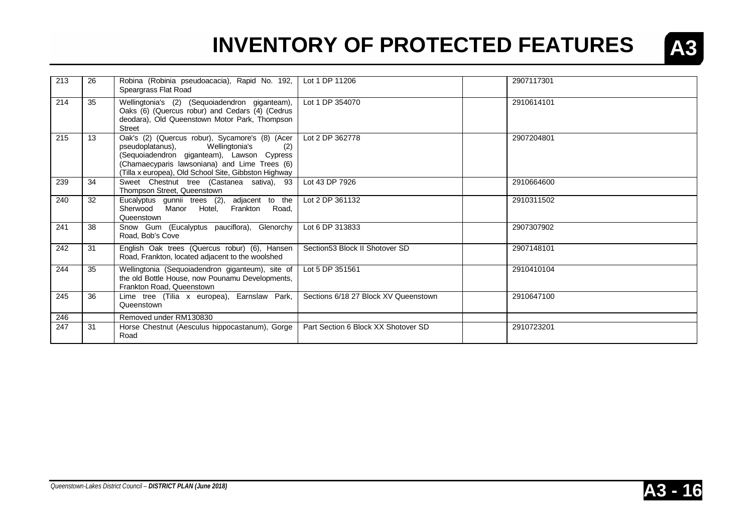# INVENTORY OF PROTECTED FEATURES

| | | | | | |
|---|---|---|---|---|---|
| 213 | 26 | Robina (Robinia pseudoacacia), Rapid No. 192, Speargrass Flat Road | Lot 1 DP 11206 | | 2907117301 |
| 214 | 35 | Wellingtonia's (2) (Sequoiadendron giganteam), Oaks (6) (Quercus robur) and Cedars (4) (Cedrus deodara), Old Queenstown Motor Park, Thompson Street | Lot 1 DP 354070 | | 2910614101 |
| 215 | 13 | Oak's (2) (Quercus robur), Sycamore's (8) (Acer pseudoplatanus), Wellingtonia's (2) (Sequoiadendron giganteam), Lawson Cypress (Chamaecyparis lawsoniana) and Lime Trees (6) (Tilla x europea), Old School Site, Gibbston Highway | Lot 2 DP 362778 | | 2907204801 |
| 239 | 34 | Sweet Chestnut tree (Castanea sativa), 93 Thompson Street, Queenstown | Lot 43 DP 7926 | | 2910664600 |
| 240 | 32 | Eucalyptus gunnii trees (2), adjacent to the Sherwood Manor Hotel, Frankton Road, Queenstown | Lot 2 DP 361132 | | 2910311502 |
| 241 | 38 | Snow Gum (Eucalyptus pauciflora), Glenorchy Road, Bob's Cove | Lot 6 DP 313833 | | 2907307902 |
| 242 | 31 | English Oak trees (Quercus robur) (6), Hansen Road, Frankton, located adjacent to the woolshed | Section53 Block II Shotover SD | | 2907148101 |
| 244 | 35 | Wellingtonia (Sequoiadendron giganteum), site of the old Bottle House, now Pounamu Developments, Frankton Road, Queenstown | Lot 5 DP 351561 | | 2910410104 |
| 245 | 36 | Lime tree (Tilia x europea), Earnslaw Park, Queenstown | Sections 6/18 27 Block XV Queenstown | | 2910647100 |
| 246 | | Removed under RM130830 | | | |
| 247 | 31 | Horse Chestnut (Aesculus hippocastanum), Gorge Road | Part Section 6 Block XX Shotover SD | | 2910723201 |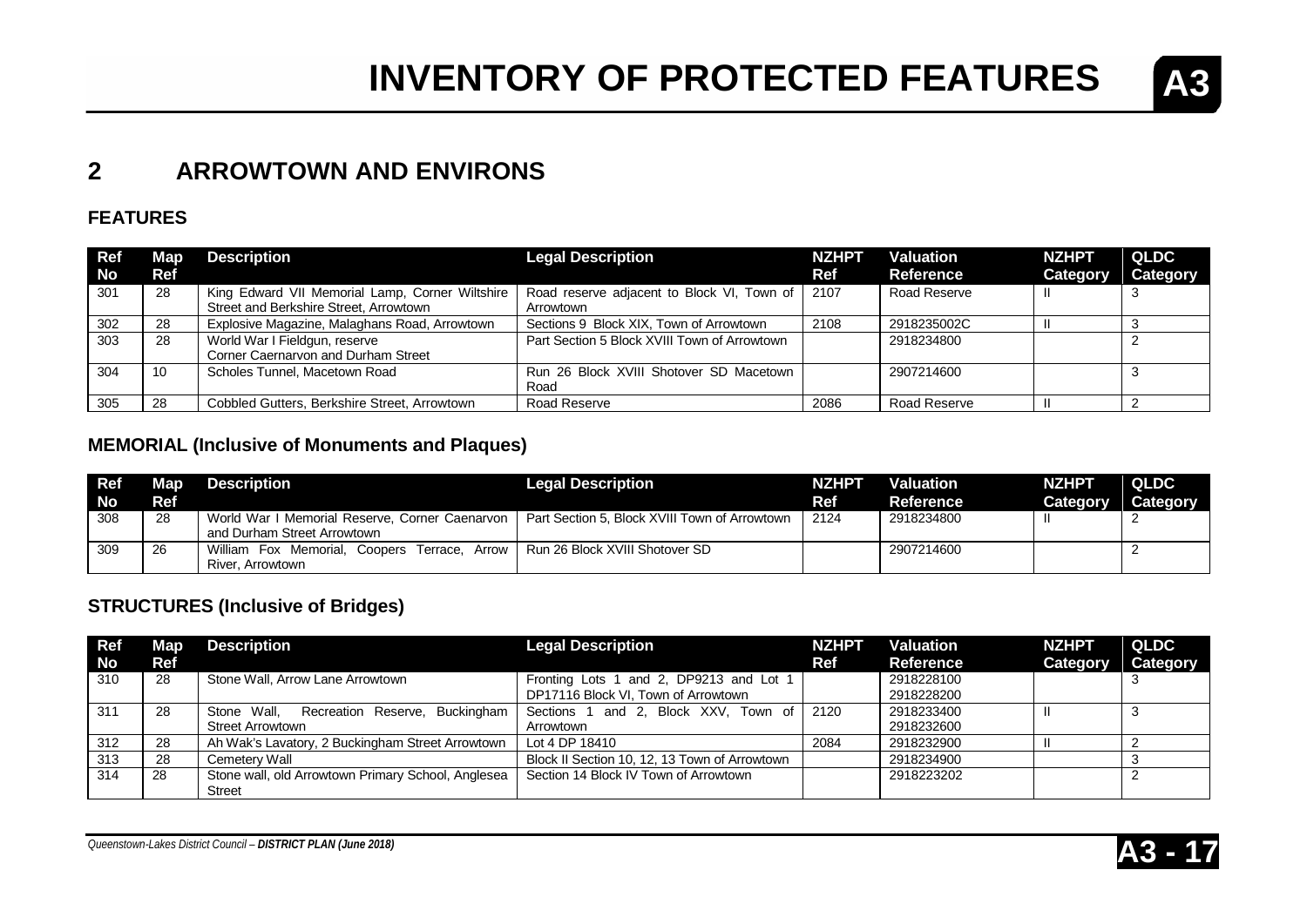# INVENTORY OF PROTECTED FEATURES

## 2 ARROWTOWN AND ENVIRONS

### FEATURES

| Ref No | Map Ref | Description | Legal Description | NZHPT Ref | Valuation Reference | NZHPT Category | QLDC Category |
|---|---|---|---|---|---|---|---|
| 301 | 28 | King Edward VII Memorial Lamp, Corner Wiltshire Street and Berkshire Street, Arrowtown | Road reserve adjacent to Block VI, Town of Arrowtown | 2107 | Road Reserve | II | 3 |
| 302 | 28 | Explosive Magazine, Malaghans Road, Arrowtown | Sections 9 Block XIX, Town of Arrowtown | 2108 | 2918235002C | II | 3 |
| 303 | 28 | World War I Fieldgun, reserve Corner Caernarvon and Durham Street | Part Section 5 Block XVIII Town of Arrowtown | | 2918234800 | | 2 |
| 304 | 10 | Scholes Tunnel, Macetown Road | Run 26 Block XVIII Shotover SD Macetown Road | | 2907214600 | | 3 |
| 305 | 28 | Cobbled Gutters, Berkshire Street, Arrowtown | Road Reserve | 2086 | Road Reserve | II | 2 |

### MEMORIAL (Inclusive of Monuments and Plaques)

| Ref No | Map Ref | Description | Legal Description | NZHPT Ref | Valuation Reference | NZHPT Category | QLDC Category |
|---|---|---|---|---|---|---|---|
| 308 | 28 | World War I Memorial Reserve, Corner Caenarvon and Durham Street Arrowtown | Part Section 5, Block XVIII Town of Arrowtown | 2124 | 2918234800 | II | 2 |
| 309 | 26 | William Fox Memorial, Coopers Terrace, Arrow River, Arrowtown | Run 26 Block XVIII Shotover SD | | 2907214600 | | 2 |

### STRUCTURES (Inclusive of Bridges)

| Ref No | Map Ref | Description | Legal Description | NZHPT Ref | Valuation Reference | NZHPT Category | QLDC Category |
|---|---|---|---|---|---|---|---|
| 310 | 28 | Stone Wall, Arrow Lane Arrowtown | Fronting Lots 1 and 2, DP9213 and Lot 1 DP17116 Block VI, Town of Arrowtown | | 2918228100 2918228200 | | 3 |
| 311 | 28 | Stone Wall, Recreation Reserve, Buckingham Street Arrowtown | Sections 1 and 2, Block XXV, Town of Arrowtown | 2120 | 2918233400 2918232600 | II | 3 |
| 312 | 28 | Ah Wak's Lavatory, 2 Buckingham Street Arrowtown | Lot 4 DP 18410 | 2084 | 2918232900 | II | 2 |
| 313 | 28 | Cemetery Wall | Block II Section 10, 12, 13 Town of Arrowtown | | 2918234900 | | 3 |
| 314 | 28 | Stone wall, old Arrowtown Primary School, Anglesea Street | Section 14 Block IV Town of Arrowtown | | 2918223202 | | 2 |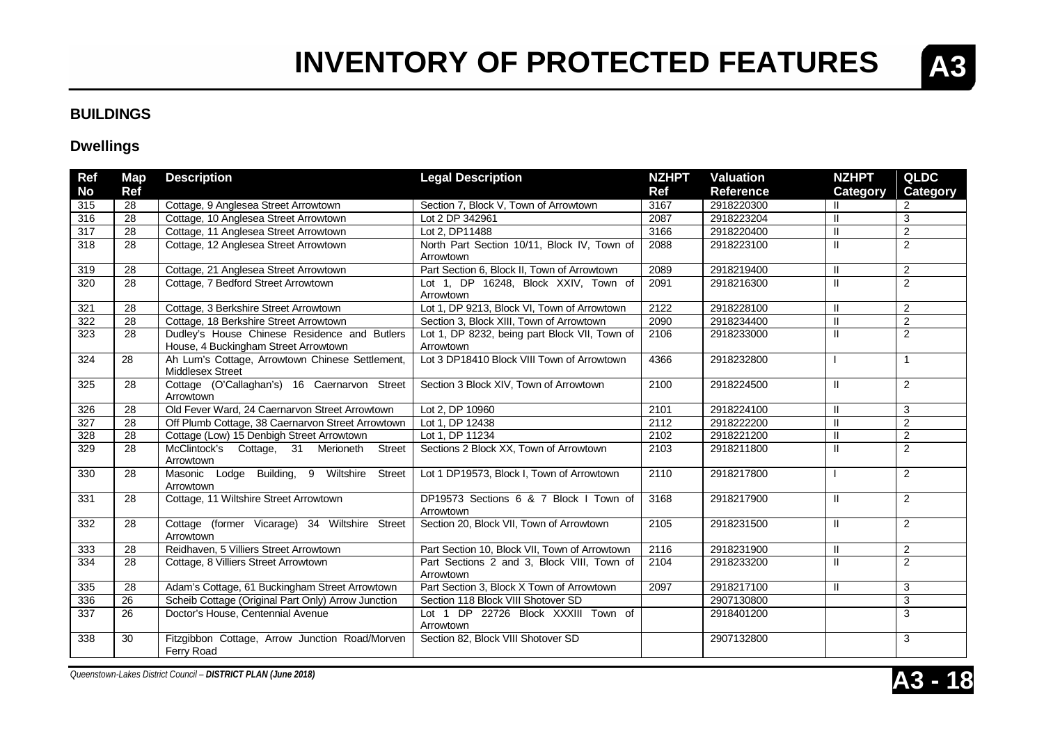# INVENTORY OF PROTECTED FEATURES

## BUILDINGS

### Dwellings

| Ref No | Map Ref | Description | Legal Description | NZHPT Ref | Valuation Reference | NZHPT Category | QLDC Category |
|---|---|---|---|---|---|---|---|
| 315 | 28 | Cottage, 9 Anglesea Street Arrowtown | Section 7, Block V, Town of Arrowtown | 3167 | 2918220300 | II | 2 |
| 316 | 28 | Cottage, 10 Anglesea Street Arrowtown | Lot 2 DP 342961 | 2087 | 2918223204 | II | 3 |
| 317 | 28 | Cottage, 11 Anglesea Street Arrowtown | Lot 2, DP11488 | 3166 | 2918220400 | II | 2 |
| 318 | 28 | Cottage, 12 Anglesea Street Arrowtown | North Part Section 10/11, Block IV, Town of Arrowtown | 2088 | 2918223100 | II | 2 |
| 319 | 28 | Cottage, 21 Anglesea Street Arrowtown | Part Section 6, Block II, Town of Arrowtown | 2089 | 2918219400 | II | 2 |
| 320 | 28 | Cottage, 7 Bedford Street Arrowtown | Lot 1, DP 16248, Block XXIV, Town of Arrowtown | 2091 | 2918216300 | II | 2 |
| 321 | 28 | Cottage, 3 Berkshire Street Arrowtown | Lot 1, DP 9213, Block VI, Town of Arrowtown | 2122 | 2918228100 | II | 2 |
| 322 | 28 | Cottage, 18 Berkshire Street Arrowtown | Section 3, Block XIII, Town of Arrowtown | 2090 | 2918234400 | II | 2 |
| 323 | 28 | Dudley's House Chinese Residence and Butlers House, 4 Buckingham Street Arrowtown | Lot 1, DP 8232, being part Block VII, Town of Arrowtown | 2106 | 2918233000 | II | 2 |
| 324 | 28 | Ah Lum's Cottage, Arrowtown Chinese Settlement, Middlesex Street | Lot 3 DP18410 Block VIII Town of Arrowtown | 4366 | 2918232800 | I | 1 |
| 325 | 28 | Cottage (O'Callaghan's) 16 Caernarvon Street Arrowtown | Section 3 Block XIV, Town of Arrowtown | 2100 | 2918224500 | II | 2 |
| 326 | 28 | Old Fever Ward, 24 Caernarvon Street Arrowtown | Lot 2, DP 10960 | 2101 | 2918224100 | II | 3 |
| 327 | 28 | Off Plumb Cottage, 38 Caernarvon Street Arrowtown | Lot 1, DP 12438 | 2112 | 2918222200 | II | 2 |
| 328 | 28 | Cottage (Low) 15 Denbigh Street Arrowtown | Lot 1, DP 11234 | 2102 | 2918221200 | II | 2 |
| 329 | 28 | McClintock's Cottage, 31 Merioneth Street Arrowtown | Sections 2 Block XX, Town of Arrowtown | 2103 | 2918211800 | II | 2 |
| 330 | 28 | Masonic Lodge Building, 9 Wiltshire Street Arrowtown | Lot 1 DP19573, Block I, Town of Arrowtown | 2110 | 2918217800 | I | 2 |
| 331 | 28 | Cottage, 11 Wiltshire Street Arrowtown | DP19573 Sections 6 & 7 Block I Town of Arrowtown | 3168 | 2918217900 | II | 2 |
| 332 | 28 | Cottage (former Vicarage) 34 Wiltshire Street Arrowtown | Section 20, Block VII, Town of Arrowtown | 2105 | 2918231500 | II | 2 |
| 333 | 28 | Reidhaven, 5 Villiers Street Arrowtown | Part Section 10, Block VII, Town of Arrowtown | 2116 | 2918231900 | II | 2 |
| 334 | 28 | Cottage, 8 Villiers Street Arrowtown | Part Sections 2 and 3, Block VIII, Town of Arrowtown | 2104 | 2918233200 | II | 2 |
| 335 | 28 | Adam's Cottage, 61 Buckingham Street Arrowtown | Part Section 3, Block X Town of Arrowtown | 2097 | 2918217100 | II | 3 |
| 336 | 26 | Scheib Cottage (Original Part Only) Arrow Junction | Section 118 Block VIII Shotover SD | | 2907130800 | | 3 |
| 337 | 26 | Doctor's House, Centennial Avenue | Lot 1 DP 22726 Block XXXIII Town of Arrowtown | | 2918401200 | | 3 |
| 338 | 30 | Fitzgibbon Cottage, Arrow Junction Road/Morven Ferry Road | Section 82, Block VIII Shotover SD | | 2907132800 | | 3 |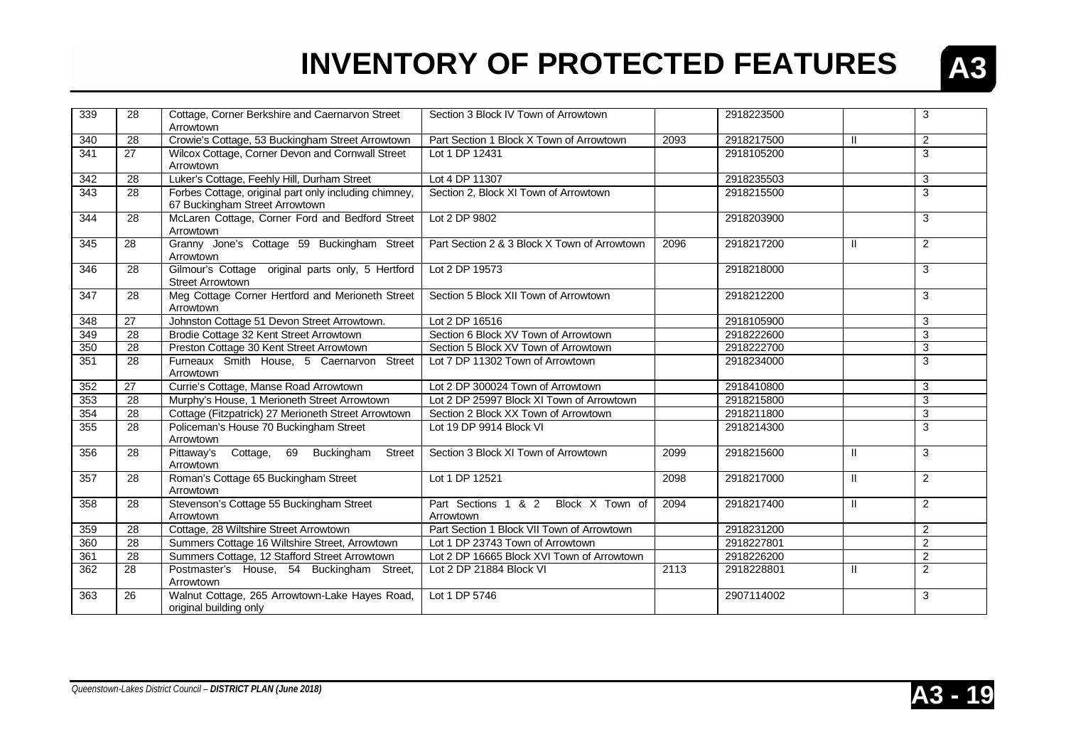# INVENTORY OF PROTECTED FEATURES

| | | | | | | | |
|---|---|---|---|---|---|---|---|
| 339 | 28 | Cottage, Corner Berkshire and Caernarvon Street Arrowtown | Section 3 Block IV Town of Arrowtown | | 2918223500 | | 3 |
| 340 | 28 | Crowie's Cottage, 53 Buckingham Street Arrowtown | Part Section 1 Block X Town of Arrowtown | 2093 | 2918217500 | II | 2 |
| 341 | 27 | Wilcox Cottage, Corner Devon and Cornwall Street Arrowtown | Lot 1 DP 12431 | | 2918105200 | | 3 |
| 342 | 28 | Luker's Cottage, Feehly Hill, Durham Street | Lot 4 DP 11307 | | 2918235503 | | 3 |
| 343 | 28 | Forbes Cottage, original part only including chimney, 67 Buckingham Street Arrowtown | Section 2, Block XI Town of Arrowtown | | 2918215500 | | 3 |
| 344 | 28 | McLaren Cottage, Corner Ford and Bedford Street Arrowtown | Lot 2 DP 9802 | | 2918203900 | | 3 |
| 345 | 28 | Granny Jone's Cottage 59 Buckingham Street Arrowtown | Part Section 2 & 3 Block X Town of Arrowtown | 2096 | 2918217200 | II | 2 |
| 346 | 28 | Gilmour's Cottage original parts only, 5 Hertford Street Arrowtown | Lot 2 DP 19573 | | 2918218000 | | 3 |
| 347 | 28 | Meg Cottage Corner Hertford and Merioneth Street Arrowtown | Section 5 Block XII Town of Arrowtown | | 2918212200 | | 3 |
| 348 | 27 | Johnston Cottage 51 Devon Street Arrowtown. | Lot 2 DP 16516 | | 2918105900 | | 3 |
| 349 | 28 | Brodie Cottage 32 Kent Street Arrowtown | Section 6 Block XV Town of Arrowtown | | 2918222600 | | 3 |
| 350 | 28 | Preston Cottage 30 Kent Street Arrowtown | Section 5 Block XV Town of Arrowtown | | 2918222700 | | 3 |
| 351 | 28 | Furneaux Smith House, 5 Caernarvon Street Arrowtown | Lot 7 DP 11302 Town of Arrowtown | | 2918234000 | | 3 |
| 352 | 27 | Currie's Cottage, Manse Road Arrowtown | Lot 2 DP 300024 Town of Arrowtown | | 2918410800 | | 3 |
| 353 | 28 | Murphy's House, 1 Merioneth Street Arrowtown | Lot 2 DP 25997 Block XI Town of Arrowtown | | 2918215800 | | 3 |
| 354 | 28 | Cottage (Fitzpatrick) 27 Merioneth Street Arrowtown | Section 2 Block XX Town of Arrowtown | | 2918211800 | | 3 |
| 355 | 28 | Policeman's House 70 Buckingham Street Arrowtown | Lot 19 DP 9914 Block VI | | 2918214300 | | 3 |
| 356 | 28 | Pittaway's Cottage, 69 Buckingham Street Arrowtown | Section 3 Block XI Town of Arrowtown | 2099 | 2918215600 | II | 3 |
| 357 | 28 | Roman's Cottage 65 Buckingham Street Arrowtown | Lot 1 DP 12521 | 2098 | 2918217000 | II | 2 |
| 358 | 28 | Stevenson's Cottage 55 Buckingham Street Arrowtown | Part Sections 1 & 2 Block X Town of Arrowtown | 2094 | 2918217400 | II | 2 |
| 359 | 28 | Cottage, 28 Wiltshire Street Arrowtown | Part Section 1 Block VII Town of Arrowtown | | 2918231200 | | 2 |
| 360 | 28 | Summers Cottage 16 Wiltshire Street, Arrowtown | Lot 1 DP 23743 Town of Arrowtown | | 2918227801 | | 2 |
| 361 | 28 | Summers Cottage, 12 Stafford Street Arrowtown | Lot 2 DP 16665 Block XVI Town of Arrowtown | | 2918226200 | | 2 |
| 362 | 28 | Postmaster's House, 54 Buckingham Street, Arrowtown | Lot 2 DP 21884 Block VI | 2113 | 2918228801 | II | 2 |
| 363 | 26 | Walnut Cottage, 265 Arrowtown-Lake Hayes Road, original building only | Lot 1 DP 5746 | | 2907114002 | | 3 |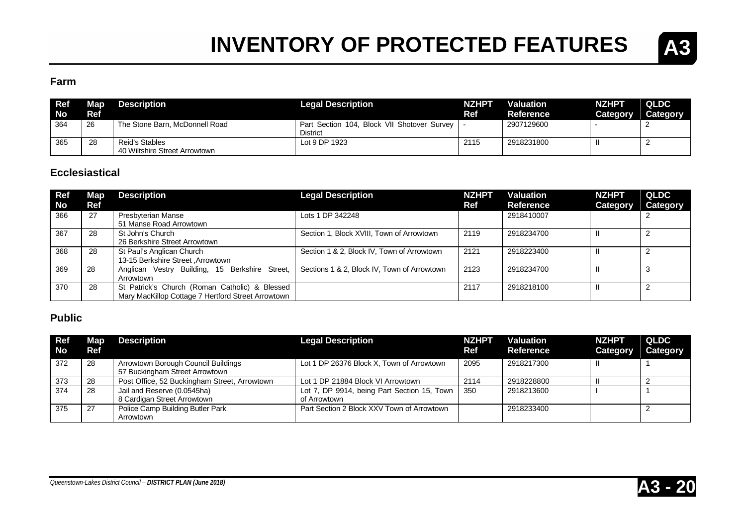# INVENTORY OF PROTECTED FEATURES A3

## Farm

| Ref No | Map Ref | Description | Legal Description | NZHPT Ref | Valuation Reference | NZHPT Category | QLDC Category |
|---|---|---|---|---|---|---|---|
| 364 | 26 | The Stone Barn, McDonnell Road | Part Section 104, Block VII Shotover Survey District | - | 2907129600 | - | 2 |
| 365 | 28 | Reid's Stables<br>40 Wiltshire Street Arrowtown | Lot 9 DP 1923 | 2115 | 2918231800 | II | 2 |

## Ecclesiastical

| Ref No | Map Ref | Description | Legal Description | NZHPT Ref | Valuation Reference | NZHPT Category | QLDC Category |
|---|---|---|---|---|---|---|---|
| 366 | 27 | Presbyterian Manse<br>51 Manse Road Arrowtown | Lots 1 DP 342248 | | 2918410007 | | 2 |
| 367 | 28 | St John's Church<br>26 Berkshire Street Arrowtown | Section 1, Block XVIII, Town of Arrowtown | 2119 | 2918234700 | II | 2 |
| 368 | 28 | St Paul's Anglican Church<br>13-15 Berkshire Street ,Arrowtown | Section 1 & 2, Block IV, Town of Arrowtown | 2121 | 2918223400 | II | 2 |
| 369 | 28 | Anglican Vestry Building, 15 Berkshire Street, Arrowtown | Sections 1 & 2, Block IV, Town of Arrowtown | 2123 | 2918234700 | II | 3 |
| 370 | 28 | St Patrick's Church (Roman Catholic) & Blessed Mary MacKillop Cottage 7 Hertford Street Arrowtown | | 2117 | 2918218100 | II | 2 |

## Public

| Ref No | Map Ref | Description | Legal Description | NZHPT Ref | Valuation Reference | NZHPT Category | QLDC Category |
|---|---|---|---|---|---|---|---|
| 372 | 28 | Arrowtown Borough Council Buildings<br>57 Buckingham Street Arrowtown | Lot 1 DP 26376 Block X, Town of Arrowtown | 2095 | 2918217300 | II | 1 |
| 373 | 28 | Post Office, 52 Buckingham Street, Arrowtown | Lot 1 DP 21884 Block VI Arrowtown | 2114 | 2918228800 | II | 2 |
| 374 | 28 | Jail and Reserve (0.0545ha)<br>8 Cardigan Street Arrowtown | Lot 7, DP 9914, being Part Section 15, Town of Arrowtown | 350 | 2918213600 | I | 1 |
| 375 | 27 | Police Camp Building Butler Park<br>Arrowtown | Part Section 2 Block XXV Town of Arrowtown | | 2918233400 | | 2 |

*Queenstown-Lakes District Council – **DISTRICT PLAN (June 2018)***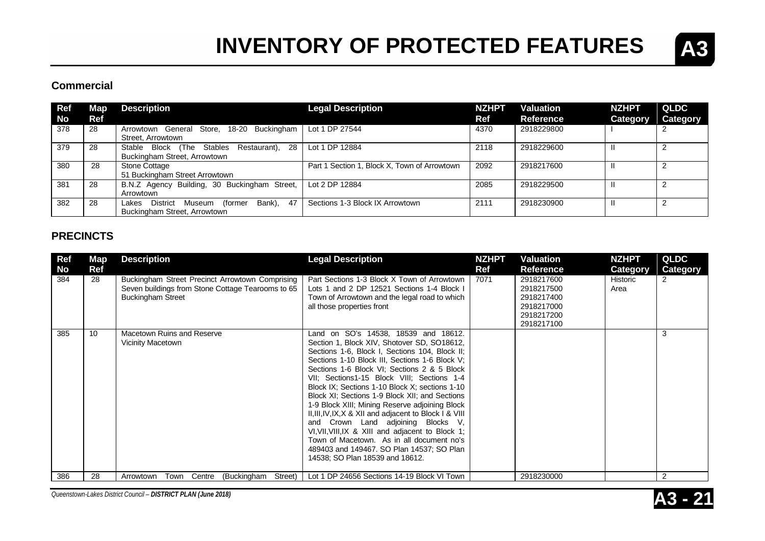# INVENTORY OF PROTECTED FEATURES

## Commercial

| Ref No | Map Ref | Description | Legal Description | NZHPT Ref | Valuation Reference | NZHPT Category | QLDC Category |
|---|---|---|---|---|---|---|---|
| 378 | 28 | Arrowtown General Store, 18-20 Buckingham Street, Arrowtown | Lot 1 DP 27544 | 4370 | 2918229800 | I | 2 |
| 379 | 28 | Stable Block (The Stables Restaurant), 28 Buckingham Street, Arrowtown | Lot 1 DP 12884 | 2118 | 2918229600 | II | 2 |
| 380 | 28 | Stone Cottage 51 Buckingham Street Arrowtown | Part 1 Section 1, Block X, Town of Arrowtown | 2092 | 2918217600 | II | 2 |
| 381 | 28 | B.N.Z Agency Building, 30 Buckingham Street, Arrowtown | Lot 2 DP 12884 | 2085 | 2918229500 | II | 2 |
| 382 | 28 | Lakes District Museum (former Bank), 47 Buckingham Street, Arrowtown | Sections 1-3 Block IX Arrowtown | 2111 | 2918230900 | II | 2 |

## PRECINCTS

| Ref No | Map Ref | Description | Legal Description | NZHPT Ref | Valuation Reference | NZHPT Category | QLDC Category |
|---|---|---|---|---|---|---|---|
| 384 | 28 | Buckingham Street Precinct Arrowtown Comprising Seven buildings from Stone Cottage Tearooms to 65 Buckingham Street | Part Sections 1-3 Block X Town of Arrowtown Lots 1 and 2 DP 12521 Sections 1-4 Block I Town of Arrowtown and the legal road to which all those properties front | 7071 | 2918217600 2918217500 2918217400 2918217000 2918217200 2918217100 | Historic Area | 2 |
| 385 | 10 | Macetown Ruins and Reserve Vicinity Macetown | Land on SO's 14538, 18539 and 18612. Section 1, Block XIV, Shotover SD, SO18612, Sections 1-6, Block I, Sections 104, Block II; Sections 1-10 Block III, Sections 1-6 Block V; Sections 1-6 Block VI; Sections 2 & 5 Block VII; Sections1-15 Block VIII; Sections 1-4 Block IX; Sections 1-10 Block X; sections 1-10 Block XI; Sections 1-9 Block XII; and Sections 1-9 Block XIII; Mining Reserve adjoining Block II,III,IV,IX,X & XII and adjacent to Block I & VIII and Crown Land adjoining Blocks V, VI,VII,VIII,IX & XIII and adjacent to Block 1; Town of Macetown. As in all document no's 489403 and 149467. SO Plan 14537; SO Plan 14538; SO Plan 18539 and 18612. | | | | 3 |
| 386 | 28 | Arrowtown Town Centre (Buckingham Street) | Lot 1 DP 24656 Sections 14-19 Block VI Town | | 2918230000 | | 2 |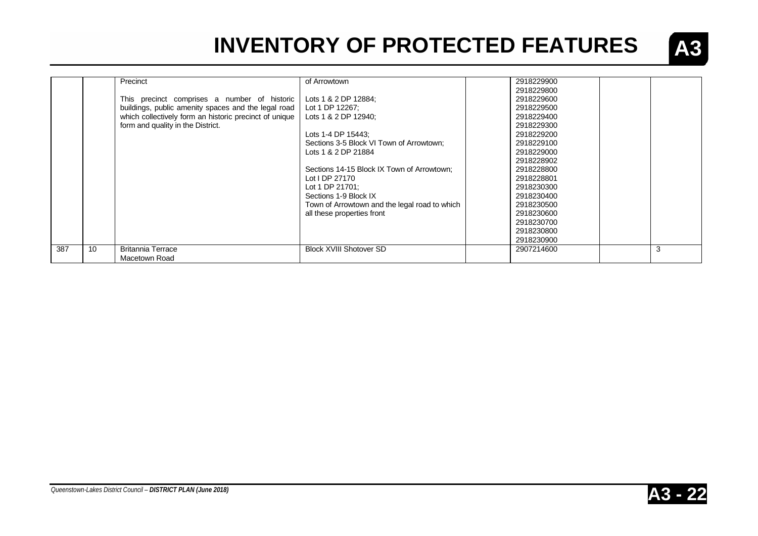# INVENTORY OF PROTECTED FEATURES

| | | | | | | | |
|---|---|---|---|---|---|---|---|
| | | Precinct<br><br>This precinct comprises a number of historic buildings, public amenity spaces and the legal road which collectively form an historic precinct of unique form and quality in the District. | of Arrowtown<br><br>Lots 1 & 2 DP 12884;<br>Lot 1 DP 12267;<br>Lots 1 & 2 DP 12940;<br><br>Lots 1-4 DP 15443;<br>Sections 3-5 Block VI Town of Arrowtown;<br>Lots 1 & 2 DP 21884<br><br>Sections 14-15 Block IX Town of Arrowtown;<br>Lot I DP 27170<br>Lot 1 DP 21701;<br>Sections 1-9 Block IX<br>Town of Arrowtown and the legal road to which all these properties front | | 2918229900<br>2918229800<br>2918229600<br>2918229500<br>2918229400<br>2918229300<br>2918229200<br>2918229100<br>2918229000<br>2918228902<br>2918228800<br>2918228801<br>2918230300<br>2918230400<br>2918230500<br>2918230600<br>2918230700<br>2918230800<br>2918230900 | | |
| 387 | 10 | Britannia Terrace<br>Macetown Road | Block XVIII Shotover SD | | 2907214600 | | 3 |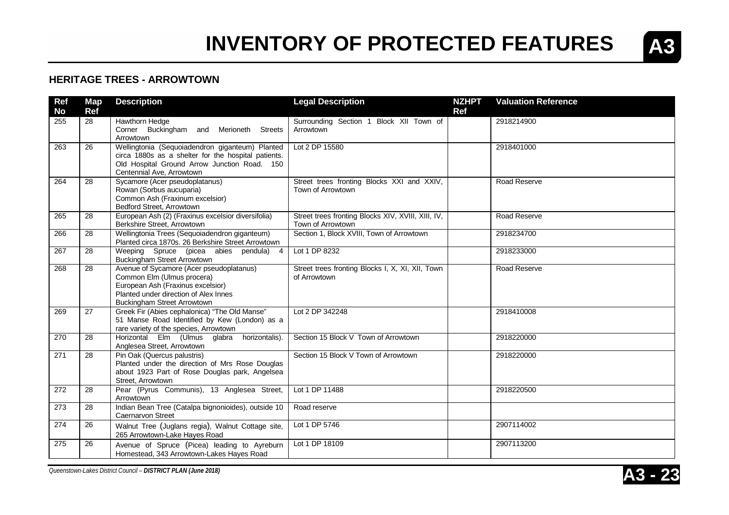# INVENTORY OF PROTECTED FEATURES

## HERITAGE TREES - ARROWTOWN

| Ref No | Map Ref | Description | Legal Description | NZHPT Ref | Valuation Reference |
|---|---|---|---|---|---|
| 255 | 28 | Hawthorn Hedge Corner Buckingham and Merioneth Streets Arrowtown | Surrounding Section 1 Block XII Town of Arrowtown | | 2918214900 |
| 263 | 26 | Wellingtonia (Sequoiadendron giganteum) Planted circa 1880s as a shelter for the hospital patients. Old Hospital Ground Arrow Junction Road. 150 Centennial Ave, Arrowtown | Lot 2 DP 15580 | | 2918401000 |
| 264 | 28 | Sycamore (Acer pseudoplatanus) Rowan (Sorbus aucuparia) Common Ash (Fraxinum excelsior) Bedford Street, Arrowtown | Street trees fronting Blocks XXI and XXIV, Town of Arrowtown | | Road Reserve |
| 265 | 28 | European Ash (2) (Fraxinus excelsior diversifolia) Berkshire Street, Arrowtown | Street trees fronting Blocks XIV, XVIII, XIII, IV, Town of Arrowtown | | Road Reserve |
| 266 | 28 | Wellingtonia Trees (Sequoiadendron giganteum) Planted circa 1870s. 26 Berkshire Street Arrowtown | Section 1, Block XVIII, Town of Arrowtown | | 2918234700 |
| 267 | 28 | Weeping Spruce (picea abies pendula) 4 Buckingham Street Arrowtown | Lot 1 DP 8232 | | 2918233000 |
| 268 | 28 | Avenue of Sycamore (Acer pseudoplatanus) Common Elm (Ulmus procera) European Ash (Fraxinus excelsior) Planted under direction of Alex Innes Buckingham Street Arrowtown | Street trees fronting Blocks I, X, XI, XII, Town of Arrowtown | | Road Reserve |
| 269 | 27 | Greek Fir (Abies cephalonica) "The Old Manse" 51 Manse Road Identified by Kew (London) as a rare variety of the species, Arrowtown | Lot 2 DP 342248 | | 2918410008 |
| 270 | 28 | Horizontal Elm (Ulmus glabra horizontalis). Anglesea Street, Arrowtown | Section 15 Block V Town of Arrowtown | | 2918220000 |
| 271 | 28 | Pin Oak (Quercus palustris) Planted under the direction of Mrs Rose Douglas about 1923 Part of Rose Douglas park, Angelsea Street, Arrowtown | Section 15 Block V Town of Arrowtown | | 2918220000 |
| 272 | 28 | Pear (Pyrus Communis), 13 Anglesea Street, Arrowtown | Lot 1 DP 11488 | | 2918220500 |
| 273 | 28 | Indian Bean Tree (Catalpa bignonioides), outside 10 Caernarvon Street | Road reserve | | |
| 274 | 26 | Walnut Tree (Juglans regia), Walnut Cottage site, 265 Arrowtown-Lake Hayes Road | Lot 1 DP 5746 | | 2907114002 |
| 275 | 26 | Avenue of Spruce (Picea) leading to Ayreburn Homestead, 343 Arrowtown-Lakes Hayes Road | Lot 1 DP 18109 | | 2907113200 |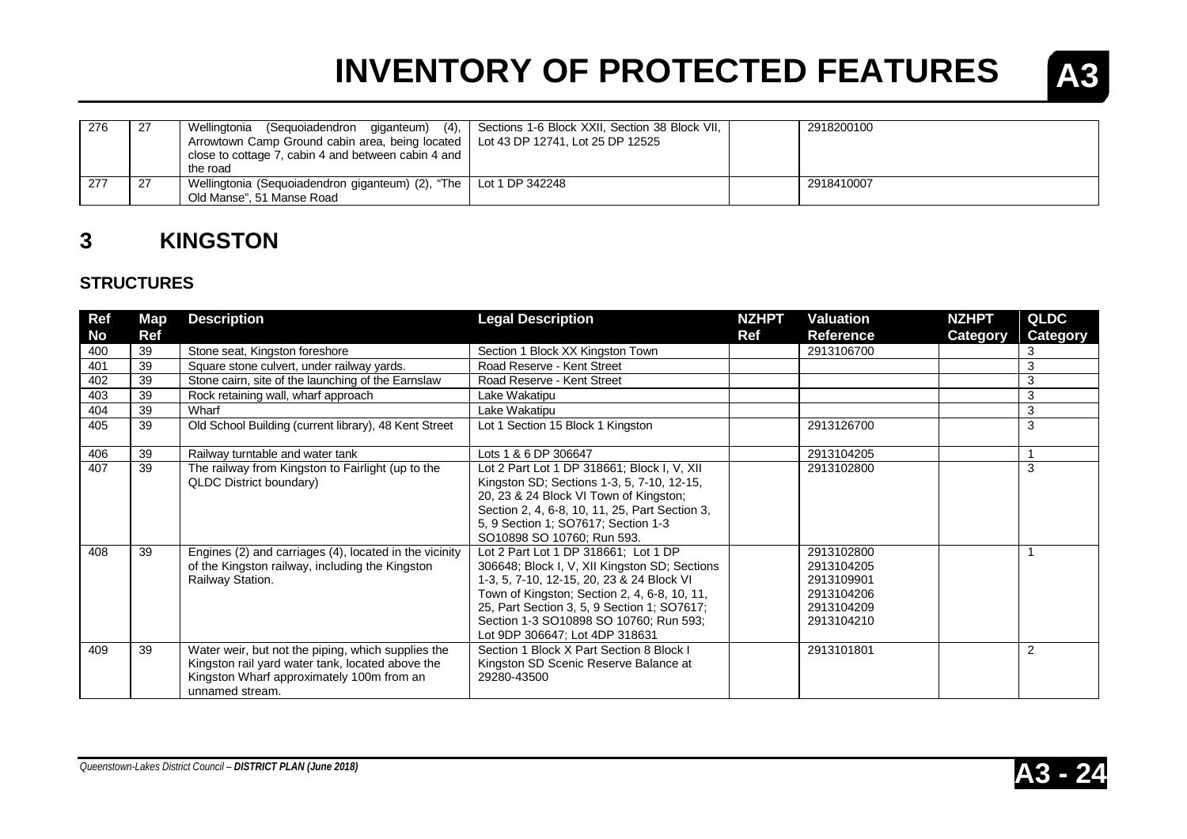# INVENTORY OF PROTECTED FEATURES

| | | | | | | | |
|---|---|---|---|---|---|---|---|
| 276 | 27 | Wellingtonia (Sequoiadendron giganteum) (4), Arrowtown Camp Ground cabin area, being located close to cottage 7, cabin 4 and between cabin 4 and the road | Sections 1-6 Block XXII, Section 38 Block VII, Lot 43 DP 12741, Lot 25 DP 12525 | | 2918200100 | | |
| 277 | 27 | Wellingtonia (Sequoiadendron giganteum) (2), "The Old Manse", 51 Manse Road | Lot 1 DP 342248 | | 2918410007 | | |

## 3 KINGSTON

### STRUCTURES

| Ref No | Map Ref | Description | Legal Description | NZHPT Ref | Valuation Reference | NZHPT Category | QLDC Category |
|---|---|---|---|---|---|---|---|
| 400 | 39 | Stone seat, Kingston foreshore | Section 1 Block XX Kingston Town | | 2913106700 | | 3 |
| 401 | 39 | Square stone culvert, under railway yards. | Road Reserve - Kent Street | | | | 3 |
| 402 | 39 | Stone cairn, site of the launching of the Earnslaw | Road Reserve - Kent Street | | | | 3 |
| 403 | 39 | Rock retaining wall, wharf approach | Lake Wakatipu | | | | 3 |
| 404 | 39 | Wharf | Lake Wakatipu | | | | 3 |
| 405 | 39 | Old School Building (current library), 48 Kent Street | Lot 1 Section 15 Block 1 Kingston | | 2913126700 | | 3 |
| 406 | 39 | Railway turntable and water tank | Lots 1 & 6 DP 306647 | | 2913104205 | | 1 |
| 407 | 39 | The railway from Kingston to Fairlight (up to the QLDC District boundary) | Lot 2 Part Lot 1 DP 318661; Block I, V, XII Kingston SD; Sections 1-3, 5, 7-10, 12-15, 20, 23 & 24 Block VI Town of Kingston; Section 2, 4, 6-8, 10, 11, 25, Part Section 3, 5, 9 Section 1; SO7617; Section 1-3 SO10898 SO 10760; Run 593. | | 2913102800 | | 3 |
| 408 | 39 | Engines (2) and carriages (4), located in the vicinity of the Kingston railway, including the Kingston Railway Station. | Lot 2 Part Lot 1 DP 318661; Lot 1 DP 306648; Block I, V, XII Kingston SD; Sections 1-3, 5, 7-10, 12-15, 20, 23 & 24 Block VI Town of Kingston; Section 2, 4, 6-8, 10, 11, 25, Part Section 3, 5, 9 Section 1; SO7617; Section 1-3 SO10898 SO 10760; Run 593; Lot 9DP 306647; Lot 4DP 318631 | | 2913102800 2913104205 2913109901 2913104206 2913104209 2913104210 | | 1 |
| 409 | 39 | Water weir, but not the piping, which supplies the Kingston rail yard water tank, located above the Kingston Wharf approximately 100m from an unnamed stream. | Section 1 Block X Part Section 8 Block I Kingston SD Scenic Reserve Balance at 29280-43500 | | 2913101801 | | 2 |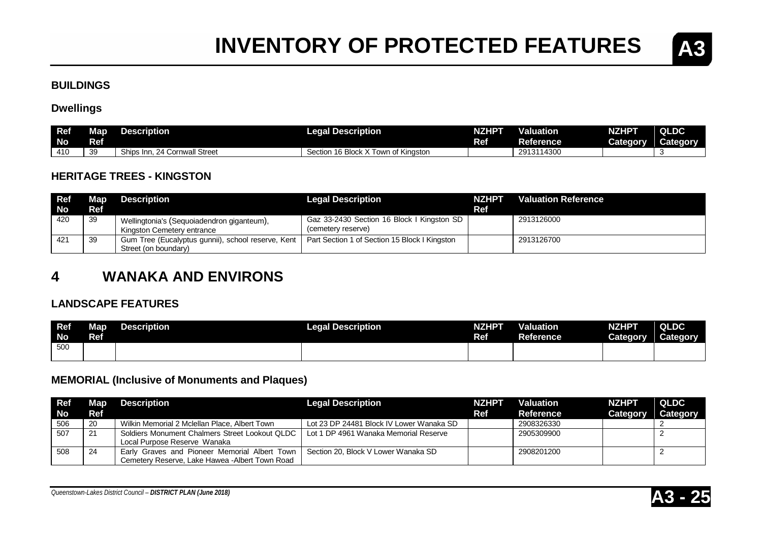# INVENTORY OF PROTECTED FEATURES

## BUILDINGS

### Dwellings

| Ref No | Map Ref | Description | Legal Description | NZHPT Ref | Valuation Reference | NZHPT Category | QLDC Category |
|---|---|---|---|---|---|---|---|
| 410 | 39 | Ships Inn, 24 Cornwall Street | Section 16 Block X Town of Kingston | | 2913114300 | | 3 |

## HERITAGE TREES - KINGSTON

| Ref No | Map Ref | Description | Legal Description | NZHPT Ref | Valuation Reference |
|---|---|---|---|---|---|
| 420 | 39 | Wellingtonia's (Sequoiadendron giganteum), Kingston Cemetery entrance | Gaz 33-2430 Section 16 Block I Kingston SD (cemetery reserve) | | 2913126000 |
| 421 | 39 | Gum Tree (Eucalyptus gunnii), school reserve, Kent Street (on boundary) | Part Section 1 of Section 15 Block I Kingston | | 2913126700 |

# 4 WANAKA AND ENVIRONS

## LANDSCAPE FEATURES

| Ref No | Map Ref | Description | Legal Description | NZHPT Ref | Valuation Reference | NZHPT Category | QLDC Category |
|---|---|---|---|---|---|---|---|
| 500 | | | | | | | |

## MEMORIAL (Inclusive of Monuments and Plaques)

| Ref No | Map Ref | Description | Legal Description | NZHPT Ref | Valuation Reference | NZHPT Category | QLDC Category |
|---|---|---|---|---|---|---|---|
| 506 | 20 | Wilkin Memorial 2 Mclellan Place, Albert Town | Lot 23 DP 24481 Block IV Lower Wanaka SD | | 2908326330 | | 2 |
| 507 | 21 | Soldiers Monument Chalmers Street Lookout QLDC Local Purpose Reserve Wanaka | Lot 1 DP 4961 Wanaka Memorial Reserve | | 2905309900 | | 2 |
| 508 | 24 | Early Graves and Pioneer Memorial Albert Town Cemetery Reserve, Lake Hawea -Albert Town Road | Section 20, Block V Lower Wanaka SD | | 2908201200 | | 2 |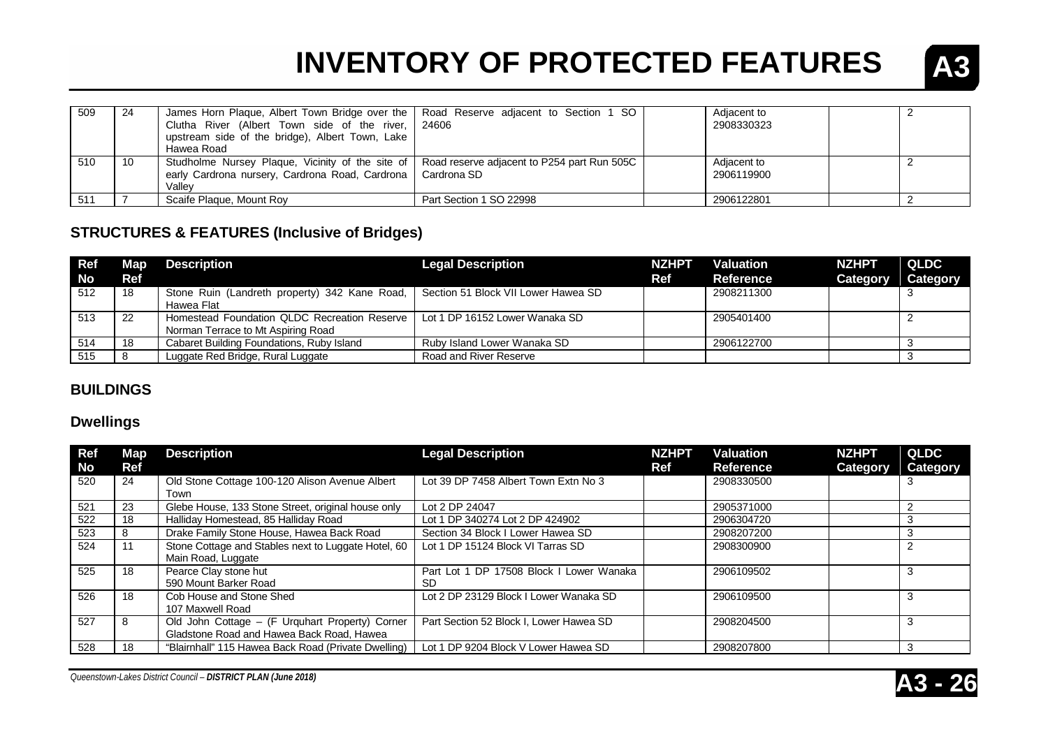# INVENTORY OF PROTECTED FEATURES

| Ref No | Map Ref | Description | Legal Description | NZHPT Ref | Valuation Reference | NZHPT Category | QLDC Category |
|---|---|---|---|---|---|---|---|
| 509 | 24 | James Horn Plaque, Albert Town Bridge over the Clutha River (Albert Town side of the river, upstream side of the bridge), Albert Town, Lake Hawea Road | Road Reserve adjacent to Section 1 SO 24606 | | Adjacent to 2908330323 | | 2 |
| 510 | 10 | Studholme Nursey Plaque, Vicinity of the site of early Cardrona nursery, Cardrona Road, Cardrona Valley | Road reserve adjacent to P254 part Run 505C Cardrona SD | | Adjacent to 2906119900 | | 2 |
| 511 | 7 | Scaife Plaque, Mount Roy | Part Section 1 SO 22998 | | 2906122801 | | 2 |

## STRUCTURES & FEATURES (Inclusive of Bridges)

| Ref No | Map Ref | Description | Legal Description | NZHPT Ref | Valuation Reference | NZHPT Category | QLDC Category |
|---|---|---|---|---|---|---|---|
| 512 | 18 | Stone Ruin (Landreth property) 342 Kane Road, Hawea Flat | Section 51 Block VII Lower Hawea SD | | 2908211300 | | 3 |
| 513 | 22 | Homestead Foundation QLDC Recreation Reserve Norman Terrace to Mt Aspiring Road | Lot 1 DP 16152 Lower Wanaka SD | | 2905401400 | | 2 |
| 514 | 18 | Cabaret Building Foundations, Ruby Island | Ruby Island Lower Wanaka SD | | 2906122700 | | 3 |
| 515 | 8 | Luggate Red Bridge, Rural Luggate | Road and River Reserve | | | | 3 |

## BUILDINGS

### Dwellings

| Ref No | Map Ref | Description | Legal Description | NZHPT Ref | Valuation Reference | NZHPT Category | QLDC Category |
|---|---|---|---|---|---|---|---|
| 520 | 24 | Old Stone Cottage 100-120 Alison Avenue Albert Town | Lot 39 DP 7458 Albert Town Extn No 3 | | 2908330500 | | 3 |
| 521 | 23 | Glebe House, 133 Stone Street, original house only | Lot 2 DP 24047 | | 2905371000 | | 2 |
| 522 | 18 | Halliday Homestead, 85 Halliday Road | Lot 1 DP 340274 Lot 2 DP 424902 | | 2906304720 | | 3 |
| 523 | 8 | Drake Family Stone House, Hawea Back Road | Section 34 Block I Lower Hawea SD | | 2908207200 | | 3 |
| 524 | 11 | Stone Cottage and Stables next to Luggate Hotel, 60 Main Road, Luggate | Lot 1 DP 15124 Block VI Tarras SD | | 2908300900 | | 2 |
| 525 | 18 | Pearce Clay stone hut 590 Mount Barker Road | Part Lot 1 DP 17508 Block I Lower Wanaka SD | | 2906109502 | | 3 |
| 526 | 18 | Cob House and Stone Shed 107 Maxwell Road | Lot 2 DP 23129 Block I Lower Wanaka SD | | 2906109500 | | 3 |
| 527 | 8 | Old John Cottage – (F Urquhart Property) Corner Gladstone Road and Hawea Back Road, Hawea | Part Section 52 Block I, Lower Hawea SD | | 2908204500 | | 3 |
| 528 | 18 | "Blairnhall" 115 Hawea Back Road (Private Dwelling) | Lot 1 DP 9204 Block V Lower Hawea SD | | 2908207800 | | 3 |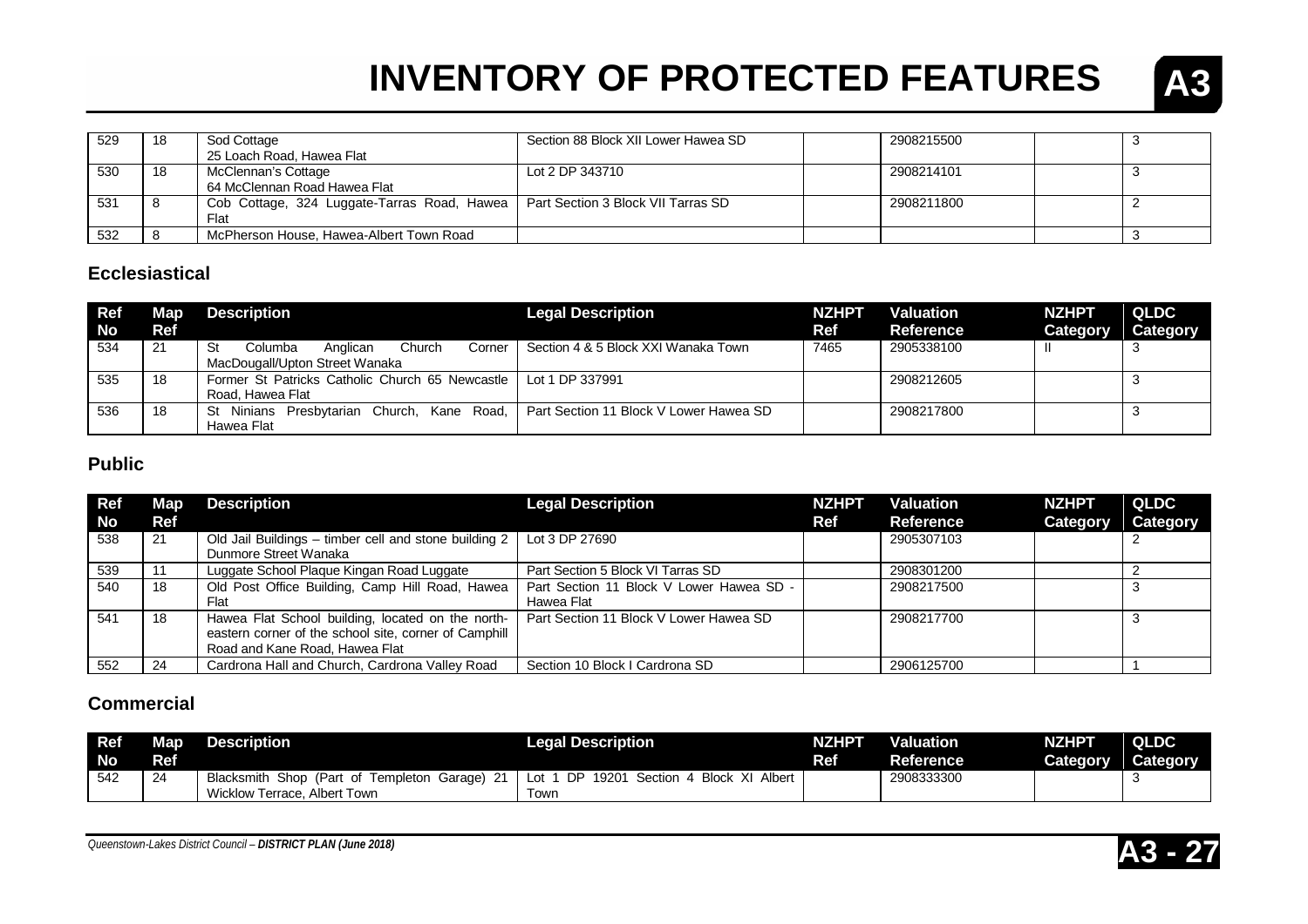# INVENTORY OF PROTECTED FEATURES

| Ref No | Map Ref | Description | Legal Description | NZHPT Ref | Valuation Reference | NZHPT Category | QLDC Category |
|---|---|---|---|---|---|---|---|
| 529 | 18 | Sod Cottage 25 Loach Road, Hawea Flat | Section 88 Block XII Lower Hawea SD | | 2908215500 | | 3 |
| 530 | 18 | McClennan's Cottage 64 McClennan Road Hawea Flat | Lot 2 DP 343710 | | 2908214101 | | 3 |
| 531 | 8 | Cob Cottage, 324 Luggate-Tarras Road, Hawea Flat | Part Section 3 Block VII Tarras SD | | 2908211800 | | 2 |
| 532 | 8 | McPherson House, Hawea-Albert Town Road | | | | | 3 |

## Ecclesiastical

| Ref No | Map Ref | Description | Legal Description | NZHPT Ref | Valuation Reference | NZHPT Category | QLDC Category |
|---|---|---|---|---|---|---|---|
| 534 | 21 | St Columba Anglican Church Corner MacDougall/Upton Street Wanaka | Section 4 & 5 Block XXI Wanaka Town | 7465 | 2905338100 | II | 3 |
| 535 | 18 | Former St Patricks Catholic Church 65 Newcastle Road, Hawea Flat | Lot 1 DP 337991 | | 2908212605 | | 3 |
| 536 | 18 | St Ninians Presbytarian Church, Kane Road, Hawea Flat | Part Section 11 Block V Lower Hawea SD | | 2908217800 | | 3 |

## Public

| Ref No | Map Ref | Description | Legal Description | NZHPT Ref | Valuation Reference | NZHPT Category | QLDC Category |
|---|---|---|---|---|---|---|---|
| 538 | 21 | Old Jail Buildings – timber cell and stone building 2 Dunmore Street Wanaka | Lot 3 DP 27690 | | 2905307103 | | 2 |
| 539 | 11 | Luggate School Plaque Kingan Road Luggate | Part Section 5 Block VI Tarras SD | | 2908301200 | | 2 |
| 540 | 18 | Old Post Office Building, Camp Hill Road, Hawea Flat | Part Section 11 Block V Lower Hawea SD - Hawea Flat | | 2908217500 | | 3 |
| 541 | 18 | Hawea Flat School building, located on the north-eastern corner of the school site, corner of Camphill Road and Kane Road, Hawea Flat | Part Section 11 Block V Lower Hawea SD | | 2908217700 | | 3 |
| 552 | 24 | Cardrona Hall and Church, Cardrona Valley Road | Section 10 Block I Cardrona SD | | 2906125700 | | 1 |

## Commercial

| Ref No | Map Ref | Description | Legal Description | NZHPT Ref | Valuation Reference | NZHPT Category | QLDC Category |
|---|---|---|---|---|---|---|---|
| 542 | 24 | Blacksmith Shop (Part of Templeton Garage) 21 Wicklow Terrace, Albert Town | Lot 1 DP 19201 Section 4 Block XI Albert Town | | 2908333300 | | 3 |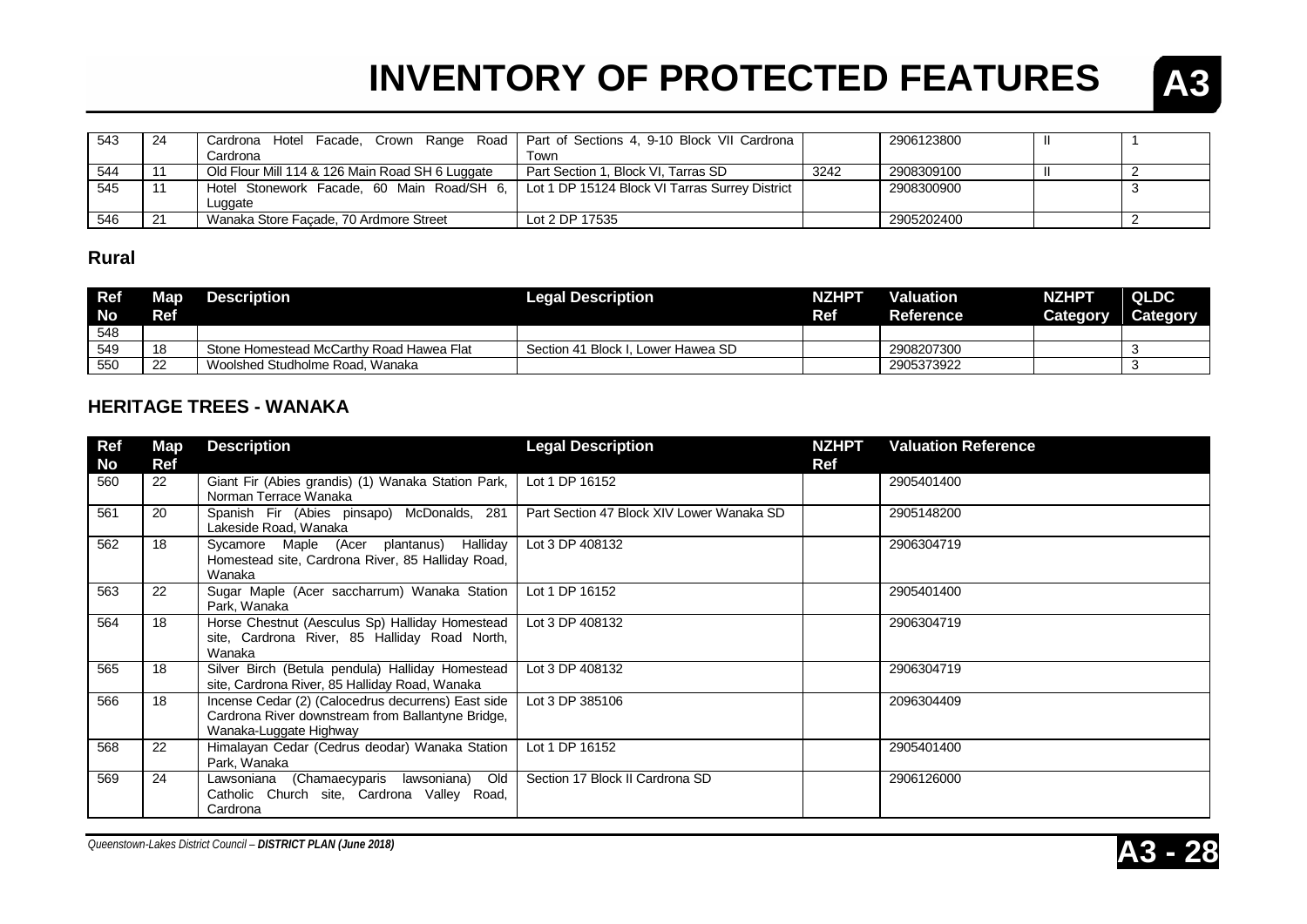# INVENTORY OF PROTECTED FEATURES

| | | | | | | | |
|---|---|---|---|---|---|---|---|
| 543 | 24 | Cardrona Hotel Facade, Crown Range Road Cardrona | Part of Sections 4, 9-10 Block VII Cardrona Town | | 2906123800 | II | 1 |
| 544 | 11 | Old Flour Mill 114 & 126 Main Road SH 6 Luggate | Part Section 1, Block VI, Tarras SD | 3242 | 2908309100 | II | 2 |
| 545 | 11 | Hotel Stonework Facade, 60 Main Road/SH 6, Luggate | Lot 1 DP 15124 Block VI Tarras Surrey District | | 2908300900 | | 3 |
| 546 | 21 | Wanaka Store Façade, 70 Ardmore Street | Lot 2 DP 17535 | | 2905202400 | | 2 |

## Rural

| Ref No | Map Ref | Description | Legal Description | NZHPT Ref | Valuation Reference | NZHPT Category | QLDC Category |
|---|---|---|---|---|---|---|---|
| 548 | | | | | | | |
| 549 | 18 | Stone Homestead McCarthy Road Hawea Flat | Section 41 Block I, Lower Hawea SD | | 2908207300 | | 3 |
| 550 | 22 | Woolshed Studholme Road, Wanaka | | | 2905373922 | | 3 |

## HERITAGE TREES - WANAKA

| Ref No | Map Ref | Description | Legal Description | NZHPT Ref | Valuation Reference |
|---|---|---|---|---|---|
| 560 | 22 | Giant Fir (Abies grandis) (1) Wanaka Station Park, Norman Terrace Wanaka | Lot 1 DP 16152 | | 2905401400 |
| 561 | 20 | Spanish Fir (Abies pinsapo) McDonalds, 281 Lakeside Road, Wanaka | Part Section 47 Block XIV Lower Wanaka SD | | 2905148200 |
| 562 | 18 | Sycamore Maple (Acer plantanus) Halliday Homestead site, Cardrona River, 85 Halliday Road, Wanaka | Lot 3 DP 408132 | | 2906304719 |
| 563 | 22 | Sugar Maple (Acer saccharrum) Wanaka Station Park, Wanaka | Lot 1 DP 16152 | | 2905401400 |
| 564 | 18 | Horse Chestnut (Aesculus Sp) Halliday Homestead site, Cardrona River, 85 Halliday Road North, Wanaka | Lot 3 DP 408132 | | 2906304719 |
| 565 | 18 | Silver Birch (Betula pendula) Halliday Homestead site, Cardrona River, 85 Halliday Road, Wanaka | Lot 3 DP 408132 | | 2906304719 |
| 566 | 18 | Incense Cedar (2) (Calocedrus decurrens) East side Cardrona River downstream from Ballantyne Bridge, Wanaka-Luggate Highway | Lot 3 DP 385106 | | 2096304409 |
| 568 | 22 | Himalayan Cedar (Cedrus deodar) Wanaka Station Park, Wanaka | Lot 1 DP 16152 | | 2905401400 |
| 569 | 24 | Lawsoniana (Chamaecyparis lawsoniana) Old Catholic Church site, Cardrona Valley Road, Cardrona | Section 17 Block II Cardrona SD | | 2906126000 |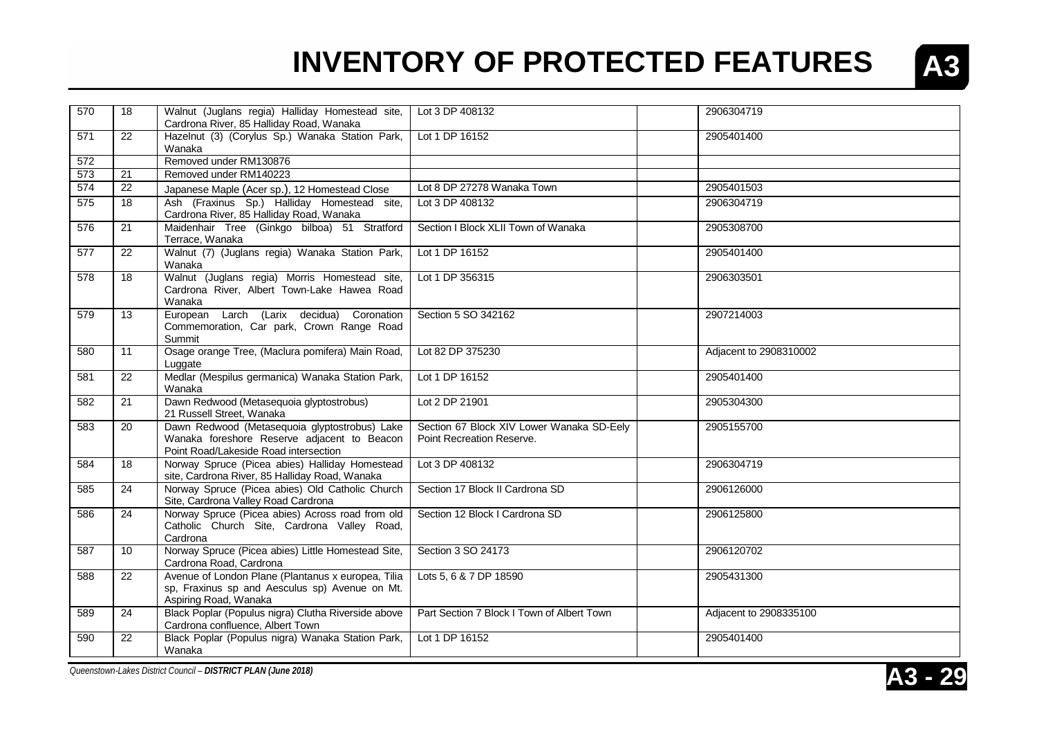# INVENTORY OF PROTECTED FEATURES

## A3

| | | | | | |
|---|---|---|---|---|---|
| 570 | 18 | Walnut (Juglans regia) Halliday Homestead site, Cardrona River, 85 Halliday Road, Wanaka | Lot 3 DP 408132 | | 2906304719 |
| 571 | 22 | Hazelnut (3) (Corylus Sp.) Wanaka Station Park, Wanaka | Lot 1 DP 16152 | | 2905401400 |
| 572 | | Removed under RM130876 | | | |
| 573 | 21 | Removed under RM140223 | | | |
| 574 | 22 | Japanese Maple (Acer sp.), 12 Homestead Close | Lot 8 DP 27278 Wanaka Town | | 2905401503 |
| 575 | 18 | Ash (Fraxinus Sp.) Halliday Homestead site, Cardrona River, 85 Halliday Road, Wanaka | Lot 3 DP 408132 | | 2906304719 |
| 576 | 21 | Maidenhair Tree (Ginkgo bilboa) 51 Stratford Terrace, Wanaka | Section I Block XLII Town of Wanaka | | 2905308700 |
| 577 | 22 | Walnut (7) (Juglans regia) Wanaka Station Park, Wanaka | Lot 1 DP 16152 | | 2905401400 |
| 578 | 18 | Walnut (Juglans regia) Morris Homestead site, Cardrona River, Albert Town-Lake Hawea Road Wanaka | Lot 1 DP 356315 | | 2906303501 |
| 579 | 13 | European Larch (Larix decidua) Coronation Commemoration, Car park, Crown Range Road Summit | Section 5 SO 342162 | | 2907214003 |
| 580 | 11 | Osage orange Tree, (Maclura pomifera) Main Road, Luggate | Lot 82 DP 375230 | | Adjacent to 2908310002 |
| 581 | 22 | Medlar (Mespilus germanica) Wanaka Station Park, Wanaka | Lot 1 DP 16152 | | 2905401400 |
| 582 | 21 | Dawn Redwood (Metasequoia glyptostrobus) 21 Russell Street, Wanaka | Lot 2 DP 21901 | | 2905304300 |
| 583 | 20 | Dawn Redwood (Metasequoia glyptostrobus) Lake Wanaka foreshore Reserve adjacent to Beacon Point Road/Lakeside Road intersection | Section 67 Block XIV Lower Wanaka SD-Eely Point Recreation Reserve. | | 2905155700 |
| 584 | 18 | Norway Spruce (Picea abies) Halliday Homestead site, Cardrona River, 85 Halliday Road, Wanaka | Lot 3 DP 408132 | | 2906304719 |
| 585 | 24 | Norway Spruce (Picea abies) Old Catholic Church Site, Cardrona Valley Road Cardrona | Section 17 Block II Cardrona SD | | 2906126000 |
| 586 | 24 | Norway Spruce (Picea abies) Across road from old Catholic Church Site, Cardrona Valley Road, Cardrona | Section 12 Block I Cardrona SD | | 2906125800 |
| 587 | 10 | Norway Spruce (Picea abies) Little Homestead Site, Cardrona Road, Cardrona | Section 3 SO 24173 | | 2906120702 |
| 588 | 22 | Avenue of London Plane (Plantanus x europea, Tilia sp, Fraxinus sp and Aesculus sp) Avenue on Mt. Aspiring Road, Wanaka | Lots 5, 6 & 7 DP 18590 | | 2905431300 |
| 589 | 24 | Black Poplar (Populus nigra) Clutha Riverside above Cardrona confluence, Albert Town | Part Section 7 Block I Town of Albert Town | | Adjacent to 2908335100 |
| 590 | 22 | Black Poplar (Populus nigra) Wanaka Station Park, Wanaka | Lot 1 DP 16152 | | 2905401400 |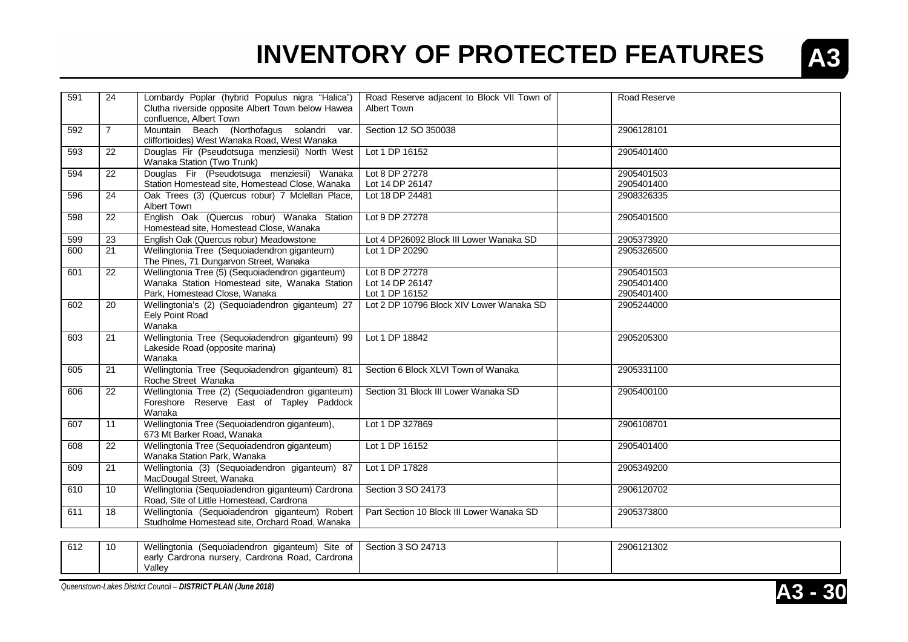# INVENTORY OF PROTECTED FEATURES

| | | | | | |
|---|---|---|---|---|---|
| 591 | 24 | Lombardy Poplar (hybrid Populus nigra "Halica") Clutha riverside opposite Albert Town below Hawea confluence, Albert Town | Road Reserve adjacent to Block VII Town of Albert Town | | Road Reserve |
| 592 | 7 | Mountain Beach (Northofagus solandri var. cliffortioides) West Wanaka Road, West Wanaka | Section 12 SO 350038 | | 2906128101 |
| 593 | 22 | Douglas Fir (Pseudotsuga menziesii) North West Wanaka Station (Two Trunk) | Lot 1 DP 16152 | | 2905401400 |
| 594 | 22 | Douglas Fir (Pseudotsuga menziesii) Wanaka Station Homestead site, Homestead Close, Wanaka | Lot 8 DP 27278<br>Lot 14 DP 26147 | | 2905401503<br>2905401400 |
| 596 | 24 | Oak Trees (3) (Quercus robur) 7 Mclellan Place, Albert Town | Lot 18 DP 24481 | | 2908326335 |
| 598 | 22 | English Oak (Quercus robur) Wanaka Station Homestead site, Homestead Close, Wanaka | Lot 9 DP 27278 | | 2905401500 |
| 599 | 23 | English Oak (Quercus robur) Meadowstone | Lot 4 DP26092 Block III Lower Wanaka SD | | 2905373920 |
| 600 | 21 | Wellingtonia Tree (Sequoiadendron giganteum) The Pines, 71 Dungarvon Street, Wanaka | Lot 1 DP 20290 | | 2905326500 |
| 601 | 22 | Wellingtonia Tree (5) (Sequoiadendron giganteum) Wanaka Station Homestead site, Wanaka Station Park, Homestead Close, Wanaka | Lot 8 DP 27278<br>Lot 14 DP 26147<br>Lot 1 DP 16152 | | 2905401503<br>2905401400<br>2905401400 |
| 602 | 20 | Wellingtonia's (2) (Sequoiadendron giganteum) 27 Eely Point Road<br>Wanaka | Lot 2 DP 10796 Block XIV Lower Wanaka SD | | 2905244000 |
| 603 | 21 | Wellingtonia Tree (Sequoiadendron giganteum) 99 Lakeside Road (opposite marina)<br>Wanaka | Lot 1 DP 18842 | | 2905205300 |
| 605 | 21 | Wellingtonia Tree (Sequoiadendron giganteum) 81 Roche Street Wanaka | Section 6 Block XLVI Town of Wanaka | | 2905331100 |
| 606 | 22 | Wellingtonia Tree (2) (Sequoiadendron giganteum) Foreshore Reserve East of Tapley Paddock Wanaka | Section 31 Block III Lower Wanaka SD | | 2905400100 |
| 607 | 11 | Wellingtonia Tree (Sequoiadendron giganteum), 673 Mt Barker Road, Wanaka | Lot 1 DP 327869 | | 2906108701 |
| 608 | 22 | Wellingtonia Tree (Sequoiadendron giganteum) Wanaka Station Park, Wanaka | Lot 1 DP 16152 | | 2905401400 |
| 609 | 21 | Wellingtonia (3) (Sequoiadendron giganteum) 87 MacDougal Street, Wanaka | Lot 1 DP 17828 | | 2905349200 |
| 610 | 10 | Wellingtonia (Sequoiadendron giganteum) Cardrona Road, Site of Little Homestead, Cardrona | Section 3 SO 24173 | | 2906120702 |
| 611 | 18 | Wellingtonia (Sequoiadendron giganteum) Robert Studholme Homestead site, Orchard Road, Wanaka | Part Section 10 Block III Lower Wanaka SD | | 2905373800 |
| 612 | 10 | Wellingtonia (Sequoiadendron giganteum) Site of early Cardrona nursery, Cardrona Road, Cardrona Valley | Section 3 SO 24713 | | 2906121302 |

*Queenstown-Lakes District Council – **DISTRICT PLAN (June 2018)***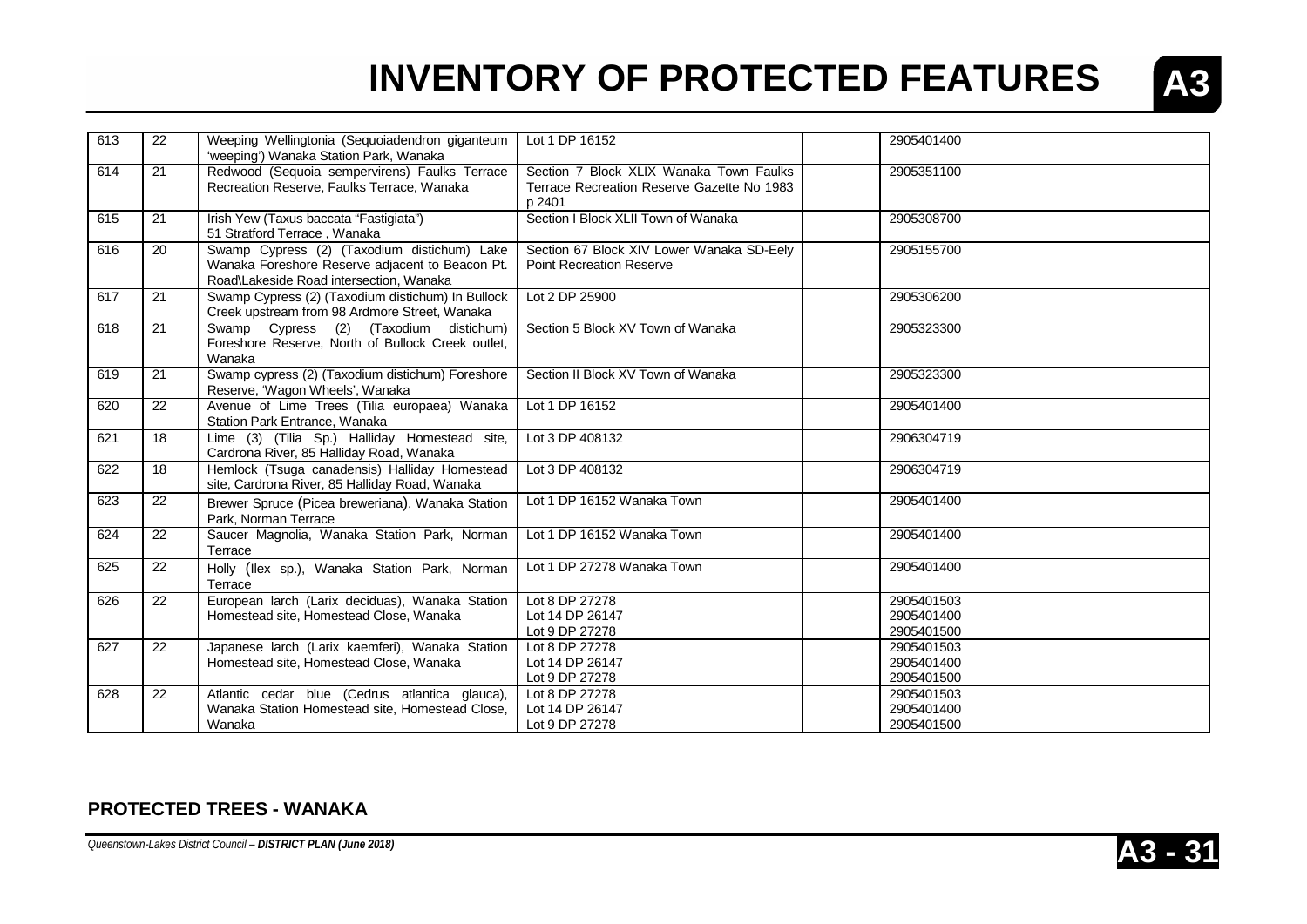# INVENTORY OF PROTECTED FEATURES

| | | | | | |
|---|---|---|---|---|---|
| 613 | 22 | Weeping Wellingtonia (Sequoiadendron giganteum 'weeping') Wanaka Station Park, Wanaka | Lot 1 DP 16152 | | 2905401400 |
| 614 | 21 | Redwood (Sequoia sempervirens) Faulks Terrace Recreation Reserve, Faulks Terrace, Wanaka | Section 7 Block XLIX Wanaka Town Faulks Terrace Recreation Reserve Gazette No 1983 p 2401 | | 2905351100 |
| 615 | 21 | Irish Yew (Taxus baccata "Fastigiata") 51 Stratford Terrace , Wanaka | Section I Block XLII Town of Wanaka | | 2905308700 |
| 616 | 20 | Swamp Cypress (2) (Taxodium distichum) Lake Wanaka Foreshore Reserve adjacent to Beacon Pt. Road\Lakeside Road intersection, Wanaka | Section 67 Block XIV Lower Wanaka SD-Eely Point Recreation Reserve | | 2905155700 |
| 617 | 21 | Swamp Cypress (2) (Taxodium distichum) In Bullock Creek upstream from 98 Ardmore Street, Wanaka | Lot 2 DP 25900 | | 2905306200 |
| 618 | 21 | Swamp Cypress (2) (Taxodium distichum) Foreshore Reserve, North of Bullock Creek outlet, Wanaka | Section 5 Block XV Town of Wanaka | | 2905323300 |
| 619 | 21 | Swamp cypress (2) (Taxodium distichum) Foreshore Reserve, 'Wagon Wheels', Wanaka | Section II Block XV Town of Wanaka | | 2905323300 |
| 620 | 22 | Avenue of Lime Trees (Tilia europaea) Wanaka Station Park Entrance, Wanaka | Lot 1 DP 16152 | | 2905401400 |
| 621 | 18 | Lime (3) (Tilia Sp.) Halliday Homestead site, Cardrona River, 85 Halliday Road, Wanaka | Lot 3 DP 408132 | | 2906304719 |
| 622 | 18 | Hemlock (Tsuga canadensis) Halliday Homestead site, Cardrona River, 85 Halliday Road, Wanaka | Lot 3 DP 408132 | | 2906304719 |
| 623 | 22 | Brewer Spruce (Picea breweriana), Wanaka Station Park, Norman Terrace | Lot 1 DP 16152 Wanaka Town | | 2905401400 |
| 624 | 22 | Saucer Magnolia, Wanaka Station Park, Norman Terrace | Lot 1 DP 16152 Wanaka Town | | 2905401400 |
| 625 | 22 | Holly (Ilex sp.), Wanaka Station Park, Norman Terrace | Lot 1 DP 27278 Wanaka Town | | 2905401400 |
| 626 | 22 | European larch (Larix deciduas), Wanaka Station Homestead site, Homestead Close, Wanaka | Lot 8 DP 27278<br>Lot 14 DP 26147<br>Lot 9 DP 27278 | | 2905401503<br>2905401400<br>2905401500 |
| 627 | 22 | Japanese larch (Larix kaemferi), Wanaka Station Homestead site, Homestead Close, Wanaka | Lot 8 DP 27278<br>Lot 14 DP 26147<br>Lot 9 DP 27278 | | 2905401503<br>2905401400<br>2905401500 |
| 628 | 22 | Atlantic cedar blue (Cedrus atlantica glauca), Wanaka Station Homestead site, Homestead Close, Wanaka | Lot 8 DP 27278<br>Lot 14 DP 26147<br>Lot 9 DP 27278 | | 2905401503<br>2905401400<br>2905401500 |

**PROTECTED TREES - WANAKA**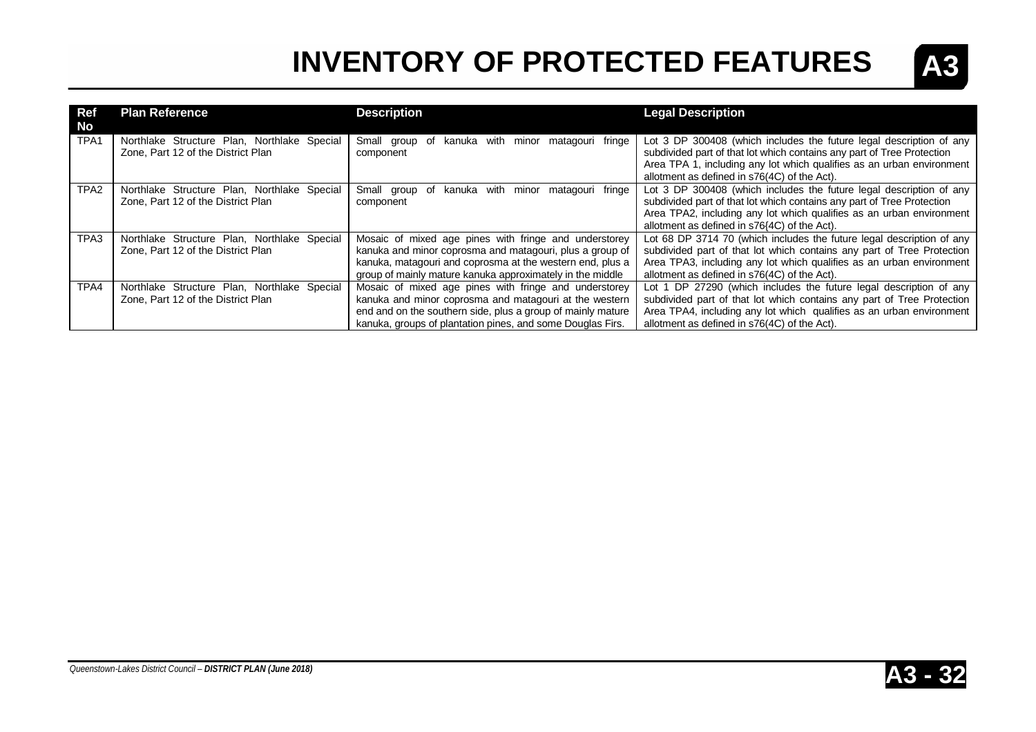# INVENTORY OF PROTECTED FEATURES

| Ref No | Plan Reference | Description | Legal Description |
|---|---|---|---|
| TPA1 | Northlake Structure Plan, Northlake Special Zone, Part 12 of the District Plan | Small group of kanuka with minor matagouri fringe component | Lot 3 DP 300408 (which includes the future legal description of any subdivided part of that lot which contains any part of Tree Protection Area TPA 1, including any lot which qualifies as an urban environment allotment as defined in s76(4C) of the Act). |
| TPA2 | Northlake Structure Plan, Northlake Special Zone, Part 12 of the District Plan | Small group of kanuka with minor matagouri fringe component | Lot 3 DP 300408 (which includes the future legal description of any subdivided part of that lot which contains any part of Tree Protection Area TPA2, including any lot which qualifies as an urban environment allotment as defined in s76{4C) of the Act). |
| TPA3 | Northlake Structure Plan, Northlake Special Zone, Part 12 of the District Plan | Mosaic of mixed age pines with fringe and understorey kanuka and minor coprosma and matagouri, plus a group of kanuka, matagouri and coprosma at the western end, plus a group of mainly mature kanuka approximately in the middle | Lot 68 DP 3714 70 (which includes the future legal description of any subdivided part of that lot which contains any part of Tree Protection Area TPA3, including any lot which qualifies as an urban environment allotment as defined in s76(4C) of the Act). |
| TPA4 | Northlake Structure Plan, Northlake Special Zone, Part 12 of the District Plan | Mosaic of mixed age pines with fringe and understorey kanuka and minor coprosma and matagouri at the western end and on the southern side, plus a group of mainly mature kanuka, groups of plantation pines, and some Douglas Firs. | Lot 1 DP 27290 (which includes the future legal description of any subdivided part of that lot which contains any part of Tree Protection Area TPA4, including any lot which qualifies as an urban environment allotment as defined in s76(4C) of the Act). |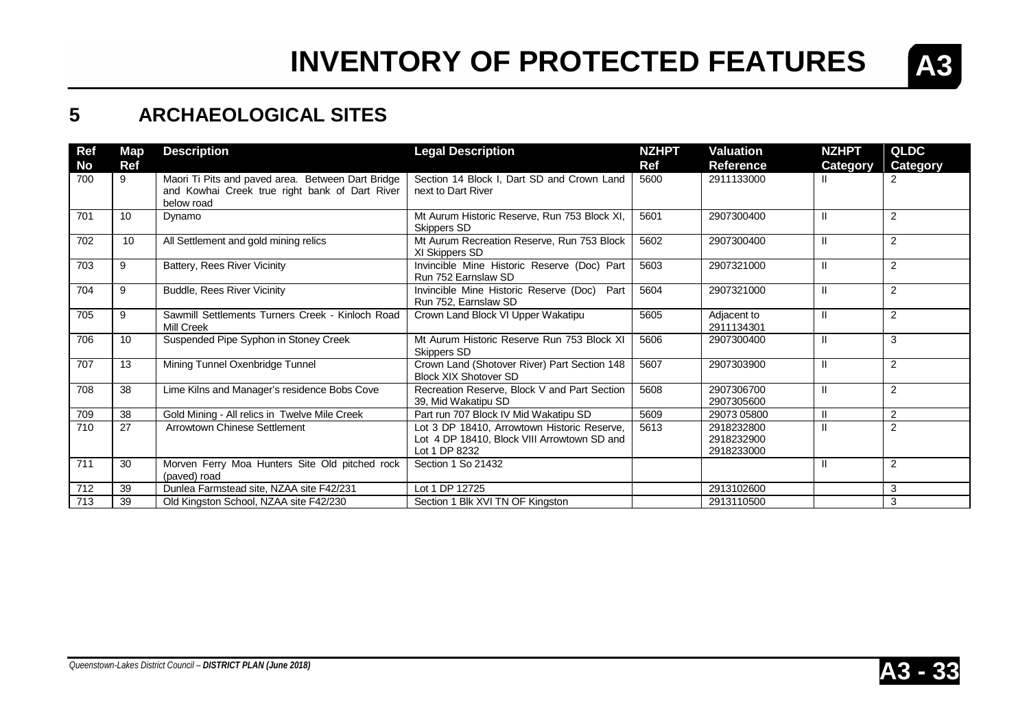# INVENTORY OF PROTECTED FEATURES

## 5 ARCHAEOLOGICAL SITES

| Ref No | Map Ref | Description | Legal Description | NZHPT Ref | Valuation Reference | NZHPT Category | QLDC Category |
|---|---|---|---|---|---|---|---|
| 700 | 9 | Maori Ti Pits and paved area. Between Dart Bridge and Kowhai Creek true right bank of Dart River below road | Section 14 Block I, Dart SD and Crown Land next to Dart River | 5600 | 2911133000 | II | 2 |
| 701 | 10 | Dynamo | Mt Aurum Historic Reserve, Run 753 Block XI, Skippers SD | 5601 | 2907300400 | II | 2 |
| 702 | 10 | All Settlement and gold mining relics | Mt Aurum Recreation Reserve, Run 753 Block XI Skippers SD | 5602 | 2907300400 | II | 2 |
| 703 | 9 | Battery, Rees River Vicinity | Invincible Mine Historic Reserve (Doc) Part Run 752 Earnslaw SD | 5603 | 2907321000 | II | 2 |
| 704 | 9 | Buddle, Rees River Vicinity | Invincible Mine Historic Reserve (Doc) Part Run 752, Earnslaw SD | 5604 | 2907321000 | II | 2 |
| 705 | 9 | Sawmill Settlements Turners Creek - Kinloch Road Mill Creek | Crown Land Block VI Upper Wakatipu | 5605 | Adjacent to 2911134301 | II | 2 |
| 706 | 10 | Suspended Pipe Syphon in Stoney Creek | Mt Aurum Historic Reserve Run 753 Block XI Skippers SD | 5606 | 2907300400 | II | 3 |
| 707 | 13 | Mining Tunnel Oxenbridge Tunnel | Crown Land (Shotover River) Part Section 148 Block XIX Shotover SD | 5607 | 2907303900 | II | 2 |
| 708 | 38 | Lime Kilns and Manager's residence Bobs Cove | Recreation Reserve, Block V and Part Section 39, Mid Wakatipu SD | 5608 | 2907306700 2907305600 | II | 2 |
| 709 | 38 | Gold Mining - All relics in Twelve Mile Creek | Part run 707 Block IV Mid Wakatipu SD | 5609 | 29073 05800 | II | 2 |
| 710 | 27 | Arrowtown Chinese Settlement | Lot 3 DP 18410, Arrowtown Historic Reserve, Lot 4 DP 18410, Block VIII Arrowtown SD and Lot 1 DP 8232 | 5613 | 2918232800 2918232900 2918233000 | II | 2 |
| 711 | 30 | Morven Ferry Moa Hunters Site Old pitched rock (paved) road | Section 1 So 21432 | | | II | 2 |
| 712 | 39 | Dunlea Farmstead site, NZAA site F42/231 | Lot 1 DP 12725 | | 2913102600 | | 3 |
| 713 | 39 | Old Kingston School, NZAA site F42/230 | Section 1 Blk XVI TN OF Kingston | | 2913110500 | | 3 |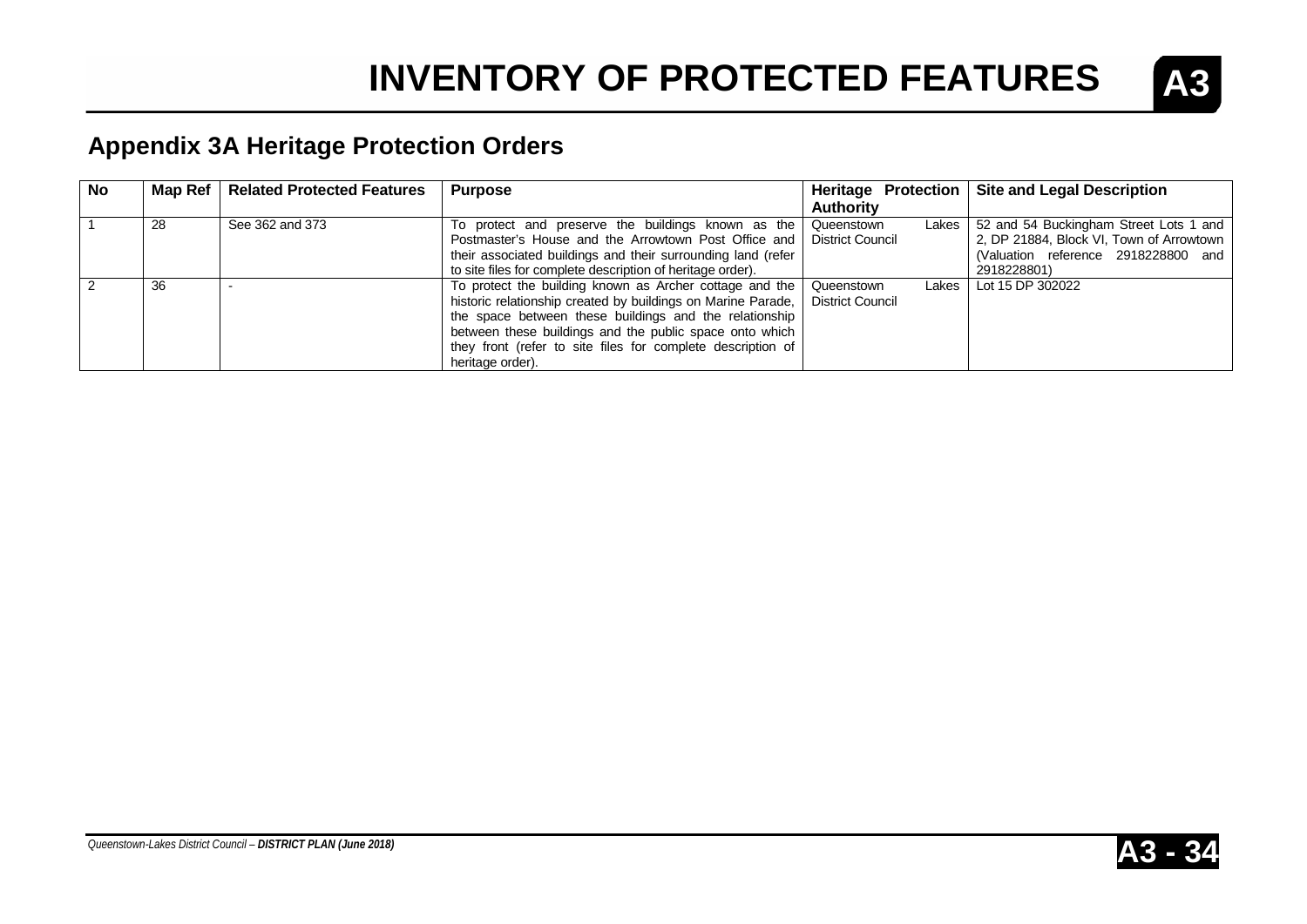# INVENTORY OF PROTECTED FEATURES

## Appendix 3A Heritage Protection Orders

| No | Map Ref | Related Protected Features | Purpose | Heritage Protection Authority | Site and Legal Description |
|---|---|---|---|---|---|
| 1 | 28 | See 362 and 373 | To protect and preserve the buildings known as the Postmaster's House and the Arrowtown Post Office and their associated buildings and their surrounding land (refer to site files for complete description of heritage order). | Queenstown Lakes District Council | 52 and 54 Buckingham Street Lots 1 and 2, DP 21884, Block VI, Town of Arrowtown (Valuation reference 2918228800 and 2918228801) |
| 2 | 36 | - | To protect the building known as Archer cottage and the historic relationship created by buildings on Marine Parade, the space between these buildings and the relationship between these buildings and the public space onto which they front (refer to site files for complete description of heritage order). | Queenstown Lakes District Council | Lot 15 DP 302022 |